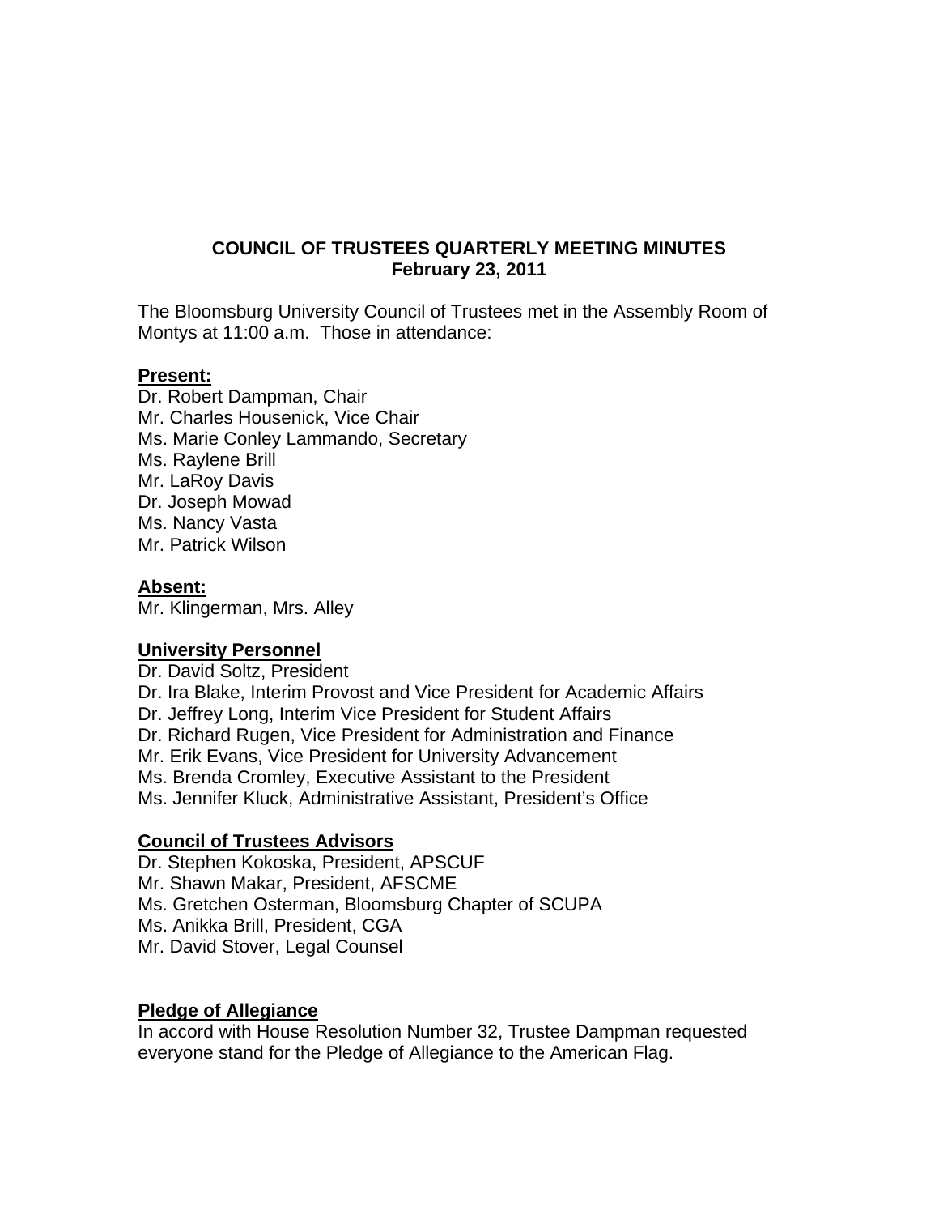# COUNCIL OF TRUSTEES QUARTERLY MEETING MINUTES
## February 23, 2011

The Bloomsburg University Council of Trustees met in the Assembly Room of Montys at 11:00 a.m. Those in attendance:

**Present:**

Dr. Robert Dampman, Chair
Mr. Charles Housenick, Vice Chair
Ms. Marie Conley Lammando, Secretary
Ms. Raylene Brill
Mr. LaRoy Davis
Dr. Joseph Mowad
Ms. Nancy Vasta
Mr. Patrick Wilson

**Absent:**

Mr. Klingerman, Mrs. Alley

**University Personnel**

Dr. David Soltz, President
Dr. Ira Blake, Interim Provost and Vice President for Academic Affairs
Dr. Jeffrey Long, Interim Vice President for Student Affairs
Dr. Richard Rugen, Vice President for Administration and Finance
Mr. Erik Evans, Vice President for University Advancement
Ms. Brenda Cromley, Executive Assistant to the President
Ms. Jennifer Kluck, Administrative Assistant, President's Office

**Council of Trustees Advisors**

Dr. Stephen Kokoska, President, APSCUF
Mr. Shawn Makar, President, AFSCME
Ms. Gretchen Osterman, Bloomsburg Chapter of SCUPA
Ms. Anikka Brill, President, CGA
Mr. David Stover, Legal Counsel

**Pledge of Allegiance**

In accord with House Resolution Number 32, Trustee Dampman requested everyone stand for the Pledge of Allegiance to the American Flag.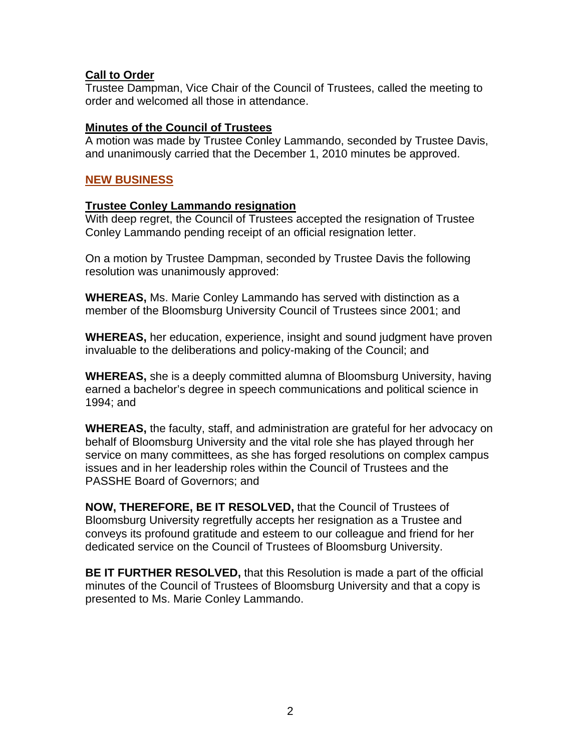**Call to Order**
Trustee Dampman, Vice Chair of the Council of Trustees, called the meeting to order and welcomed all those in attendance.

**Minutes of the Council of Trustees**
A motion was made by Trustee Conley Lammando, seconded by Trustee Davis, and unanimously carried that the December 1, 2010 minutes be approved.

## NEW BUSINESS

**Trustee Conley Lammando resignation**
With deep regret, the Council of Trustees accepted the resignation of Trustee Conley Lammando pending receipt of an official resignation letter.

On a motion by Trustee Dampman, seconded by Trustee Davis the following resolution was unanimously approved:

**WHEREAS,** Ms. Marie Conley Lammando has served with distinction as a member of the Bloomsburg University Council of Trustees since 2001; and

**WHEREAS,** her education, experience, insight and sound judgment have proven invaluable to the deliberations and policy-making of the Council; and

**WHEREAS,** she is a deeply committed alumna of Bloomsburg University, having earned a bachelor's degree in speech communications and political science in 1994; and

**WHEREAS,** the faculty, staff, and administration are grateful for her advocacy on behalf of Bloomsburg University and the vital role she has played through her service on many committees, as she has forged resolutions on complex campus issues and in her leadership roles within the Council of Trustees and the PASSHE Board of Governors; and

**NOW, THEREFORE, BE IT RESOLVED,** that the Council of Trustees of Bloomsburg University regretfully accepts her resignation as a Trustee and conveys its profound gratitude and esteem to our colleague and friend for her dedicated service on the Council of Trustees of Bloomsburg University.

**BE IT FURTHER RESOLVED,** that this Resolution is made a part of the official minutes of the Council of Trustees of Bloomsburg University and that a copy is presented to Ms. Marie Conley Lammando.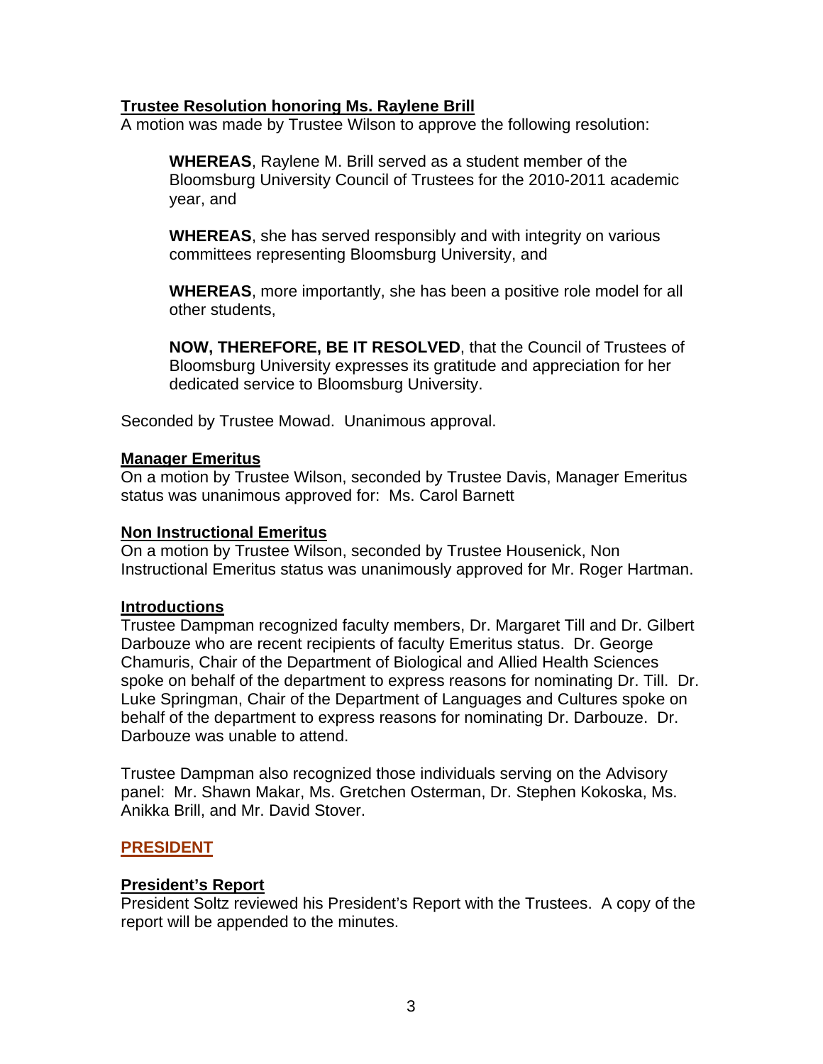**Trustee Resolution honoring Ms. Raylene Brill**

A motion was made by Trustee Wilson to approve the following resolution:

> **WHEREAS**, Raylene M. Brill served as a student member of the Bloomsburg University Council of Trustees for the 2010-2011 academic year, and
>
> **WHEREAS**, she has served responsibly and with integrity on various committees representing Bloomsburg University, and
>
> **WHEREAS**, more importantly, she has been a positive role model for all other students,
>
> **NOW, THEREFORE, BE IT RESOLVED**, that the Council of Trustees of Bloomsburg University expresses its gratitude and appreciation for her dedicated service to Bloomsburg University.

Seconded by Trustee Mowad. Unanimous approval.

**Manager Emeritus**

On a motion by Trustee Wilson, seconded by Trustee Davis, Manager Emeritus status was unanimous approved for: Ms. Carol Barnett

**Non Instructional Emeritus**

On a motion by Trustee Wilson, seconded by Trustee Housenick, Non Instructional Emeritus status was unanimously approved for Mr. Roger Hartman.

**Introductions**

Trustee Dampman recognized faculty members, Dr. Margaret Till and Dr. Gilbert Darbouze who are recent recipients of faculty Emeritus status. Dr. George Chamuris, Chair of the Department of Biological and Allied Health Sciences spoke on behalf of the department to express reasons for nominating Dr. Till. Dr. Luke Springman, Chair of the Department of Languages and Cultures spoke on behalf of the department to express reasons for nominating Dr. Darbouze. Dr. Darbouze was unable to attend.

Trustee Dampman also recognized those individuals serving on the Advisory panel: Mr. Shawn Makar, Ms. Gretchen Osterman, Dr. Stephen Kokoska, Ms. Anikka Brill, and Mr. David Stover.

## PRESIDENT

**President's Report**

President Soltz reviewed his President's Report with the Trustees. A copy of the report will be appended to the minutes.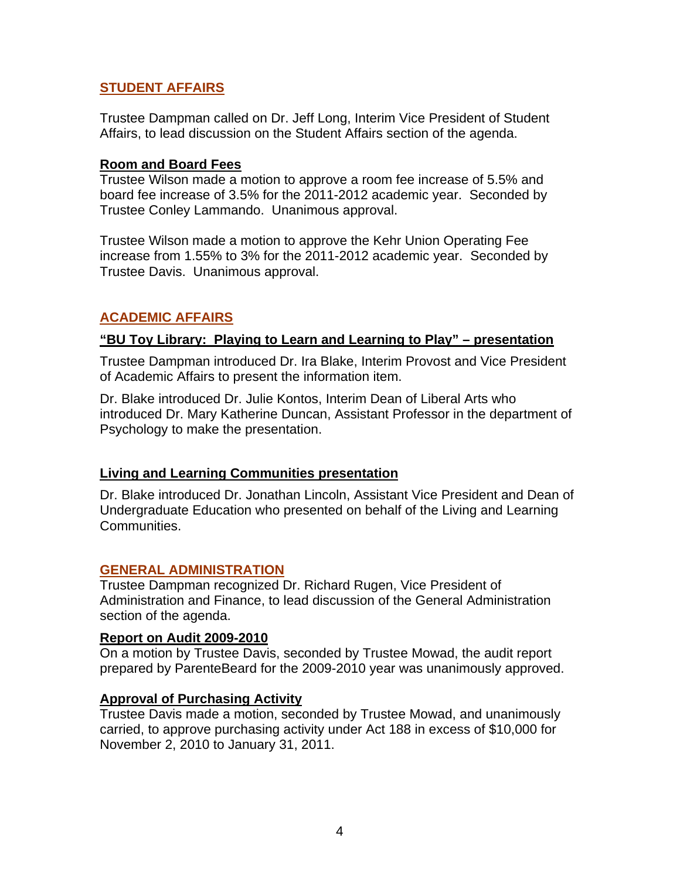## STUDENT AFFAIRS

Trustee Dampman called on Dr. Jeff Long, Interim Vice President of Student Affairs, to lead discussion on the Student Affairs section of the agenda.

### Room and Board Fees

Trustee Wilson made a motion to approve a room fee increase of 5.5% and board fee increase of 3.5% for the 2011-2012 academic year. Seconded by Trustee Conley Lammando. Unanimous approval.

Trustee Wilson made a motion to approve the Kehr Union Operating Fee increase from 1.55% to 3% for the 2011-2012 academic year. Seconded by Trustee Davis. Unanimous approval.

## ACADEMIC AFFAIRS

### "BU Toy Library: Playing to Learn and Learning to Play" – presentation

Trustee Dampman introduced Dr. Ira Blake, Interim Provost and Vice President of Academic Affairs to present the information item.

Dr. Blake introduced Dr. Julie Kontos, Interim Dean of Liberal Arts who introduced Dr. Mary Katherine Duncan, Assistant Professor in the department of Psychology to make the presentation.

### Living and Learning Communities presentation

Dr. Blake introduced Dr. Jonathan Lincoln, Assistant Vice President and Dean of Undergraduate Education who presented on behalf of the Living and Learning Communities.

## GENERAL ADMINISTRATION

Trustee Dampman recognized Dr. Richard Rugen, Vice President of Administration and Finance, to lead discussion of the General Administration section of the agenda.

### Report on Audit 2009-2010

On a motion by Trustee Davis, seconded by Trustee Mowad, the audit report prepared by ParenteBeard for the 2009-2010 year was unanimously approved.

### Approval of Purchasing Activity

Trustee Davis made a motion, seconded by Trustee Mowad, and unanimously carried, to approve purchasing activity under Act 188 in excess of $10,000 for November 2, 2010 to January 31, 2011.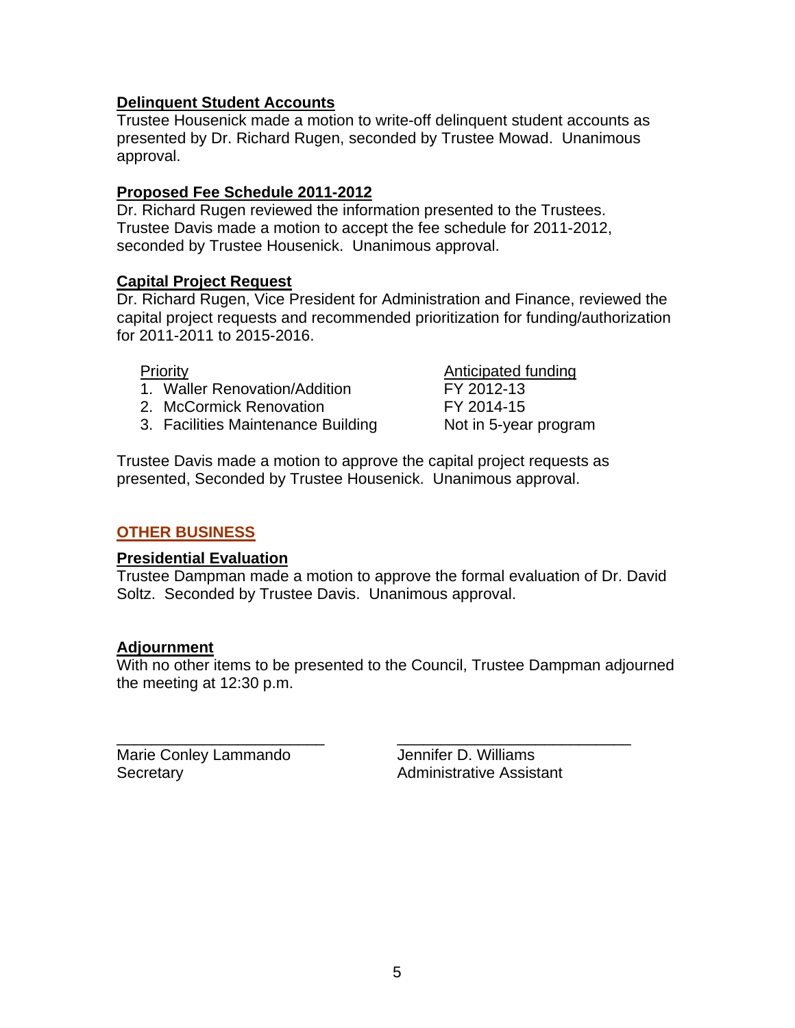**Delinquent Student Accounts**
Trustee Housenick made a motion to write-off delinquent student accounts as presented by Dr. Richard Rugen, seconded by Trustee Mowad. Unanimous approval.

**Proposed Fee Schedule 2011-2012**
Dr. Richard Rugen reviewed the information presented to the Trustees. Trustee Davis made a motion to accept the fee schedule for 2011-2012, seconded by Trustee Housenick. Unanimous approval.

**Capital Project Request**
Dr. Richard Rugen, Vice President for Administration and Finance, reviewed the capital project requests and recommended prioritization for funding/authorization for 2011-2011 to 2015-2016.

| Priority | Anticipated funding |
|---|---|
| 1. Waller Renovation/Addition | FY 2012-13 |
| 2. McCormick Renovation | FY 2014-15 |
| 3. Facilities Maintenance Building | Not in 5-year program |

Trustee Davis made a motion to approve the capital project requests as presented, Seconded by Trustee Housenick. Unanimous approval.

## OTHER BUSINESS

**Presidential Evaluation**
Trustee Dampman made a motion to approve the formal evaluation of Dr. David Soltz. Seconded by Trustee Davis. Unanimous approval.

**Adjournment**
With no other items to be presented to the Council, Trustee Dampman adjourned the meeting at 12:30 p.m.

________________________ ___________________________

Marie Conley Lammando
Secretary

Jennifer D. Williams
Administrative Assistant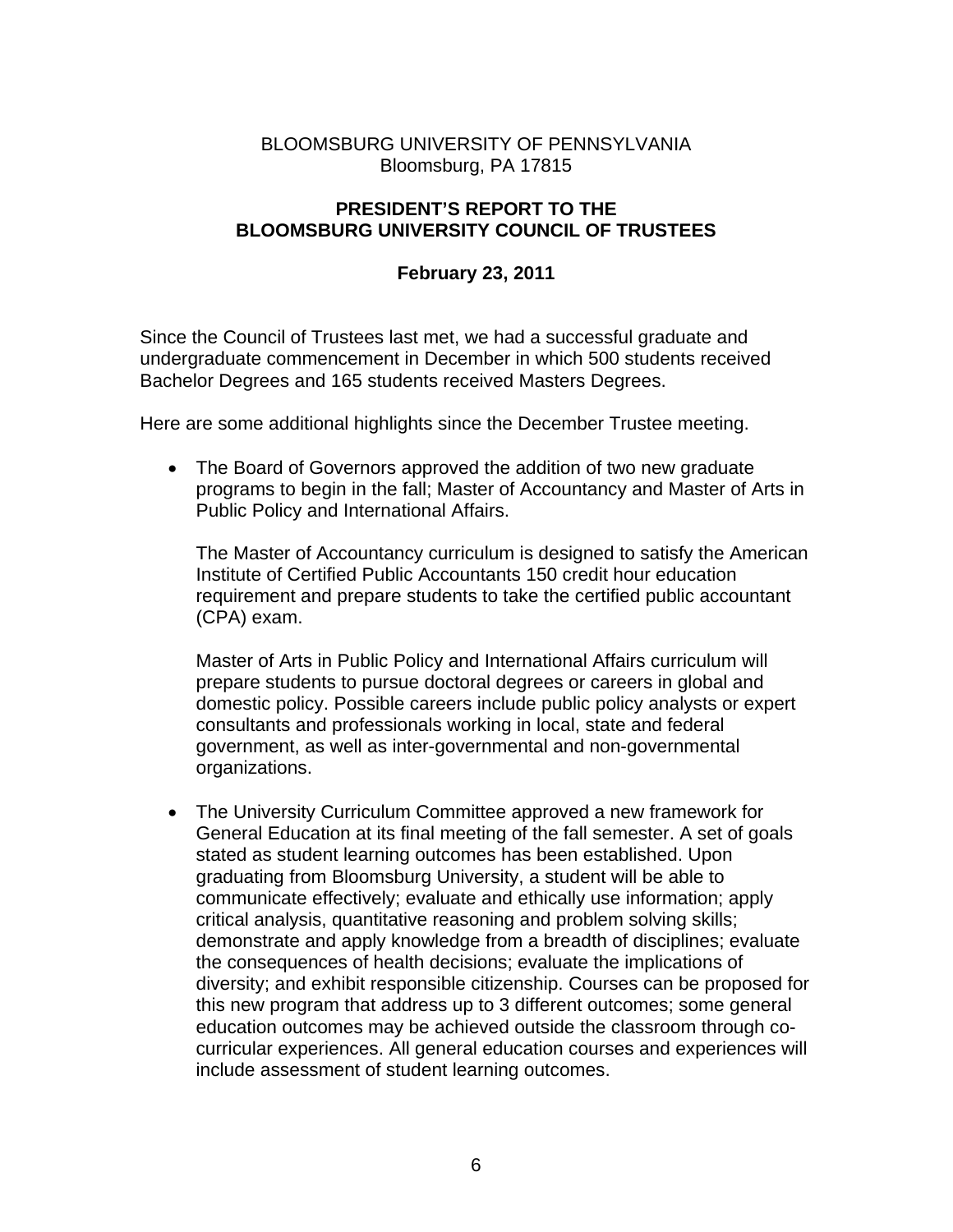BLOOMSBURG UNIVERSITY OF PENNSYLVANIA
Bloomsburg, PA 17815

## PRESIDENT'S REPORT TO THE BLOOMSBURG UNIVERSITY COUNCIL OF TRUSTEES

### February 23, 2011

Since the Council of Trustees last met, we had a successful graduate and undergraduate commencement in December in which 500 students received Bachelor Degrees and 165 students received Masters Degrees.

Here are some additional highlights since the December Trustee meeting.

- The Board of Governors approved the addition of two new graduate programs to begin in the fall; Master of Accountancy and Master of Arts in Public Policy and International Affairs.

  The Master of Accountancy curriculum is designed to satisfy the American Institute of Certified Public Accountants 150 credit hour education requirement and prepare students to take the certified public accountant (CPA) exam.

  Master of Arts in Public Policy and International Affairs curriculum will prepare students to pursue doctoral degrees or careers in global and domestic policy. Possible careers include public policy analysts or expert consultants and professionals working in local, state and federal government, as well as inter-governmental and non-governmental organizations.

- The University Curriculum Committee approved a new framework for General Education at its final meeting of the fall semester. A set of goals stated as student learning outcomes has been established. Upon graduating from Bloomsburg University, a student will be able to communicate effectively; evaluate and ethically use information; apply critical analysis, quantitative reasoning and problem solving skills; demonstrate and apply knowledge from a breadth of disciplines; evaluate the consequences of health decisions; evaluate the implications of diversity; and exhibit responsible citizenship. Courses can be proposed for this new program that address up to 3 different outcomes; some general education outcomes may be achieved outside the classroom through co-curricular experiences. All general education courses and experiences will include assessment of student learning outcomes.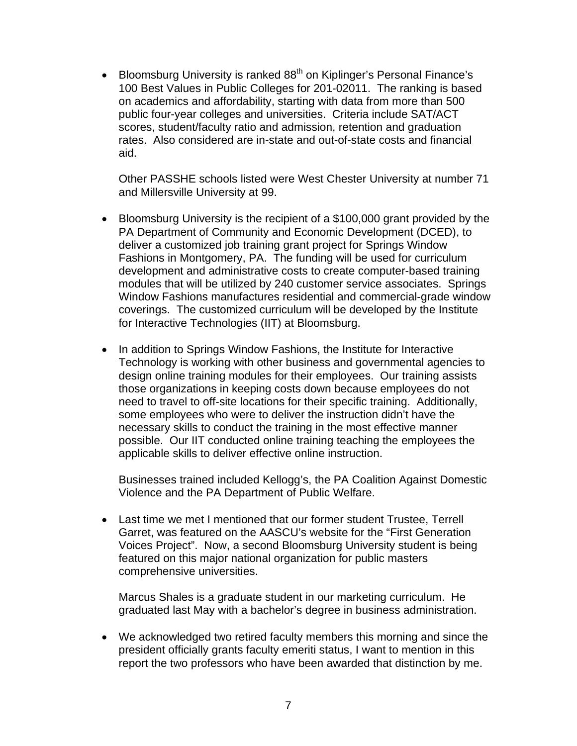- Bloomsburg University is ranked 88th on Kiplinger's Personal Finance's 100 Best Values in Public Colleges for 201-02011. The ranking is based on academics and affordability, starting with data from more than 500 public four-year colleges and universities. Criteria include SAT/ACT scores, student/faculty ratio and admission, retention and graduation rates. Also considered are in-state and out-of-state costs and financial aid.

  Other PASSHE schools listed were West Chester University at number 71 and Millersville University at 99.

- Bloomsburg University is the recipient of a $100,000 grant provided by the PA Department of Community and Economic Development (DCED), to deliver a customized job training grant project for Springs Window Fashions in Montgomery, PA. The funding will be used for curriculum development and administrative costs to create computer-based training modules that will be utilized by 240 customer service associates. Springs Window Fashions manufactures residential and commercial-grade window coverings. The customized curriculum will be developed by the Institute for Interactive Technologies (IIT) at Bloomsburg.

- In addition to Springs Window Fashions, the Institute for Interactive Technology is working with other business and governmental agencies to design online training modules for their employees. Our training assists those organizations in keeping costs down because employees do not need to travel to off-site locations for their specific training. Additionally, some employees who were to deliver the instruction didn't have the necessary skills to conduct the training in the most effective manner possible. Our IIT conducted online training teaching the employees the applicable skills to deliver effective online instruction.

  Businesses trained included Kellogg's, the PA Coalition Against Domestic Violence and the PA Department of Public Welfare.

- Last time we met I mentioned that our former student Trustee, Terrell Garret, was featured on the AASCU's website for the "First Generation Voices Project". Now, a second Bloomsburg University student is being featured on this major national organization for public masters comprehensive universities.

  Marcus Shales is a graduate student in our marketing curriculum. He graduated last May with a bachelor's degree in business administration.

- We acknowledged two retired faculty members this morning and since the president officially grants faculty emeriti status, I want to mention in this report the two professors who have been awarded that distinction by me.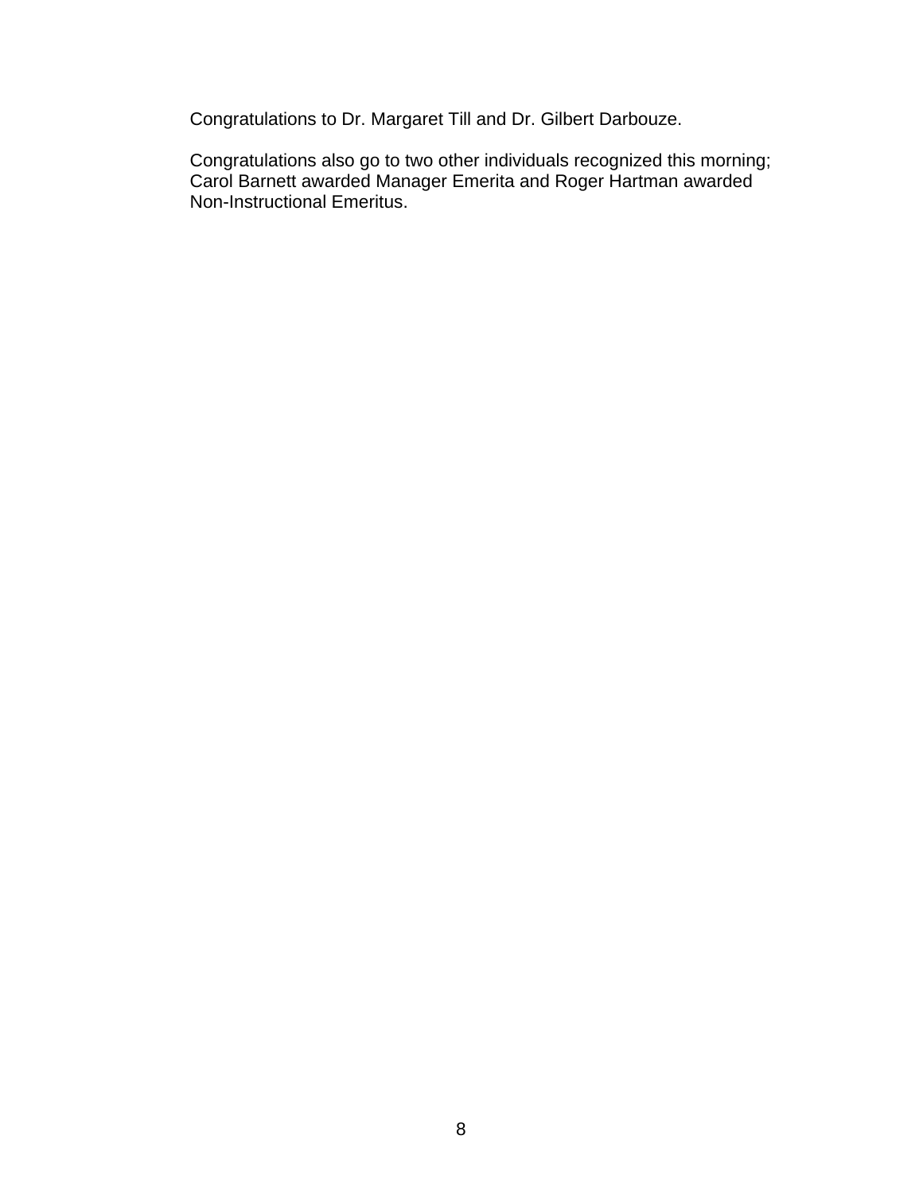Congratulations to Dr. Margaret Till and Dr. Gilbert Darbouze.

Congratulations also go to two other individuals recognized this morning; Carol Barnett awarded Manager Emerita and Roger Hartman awarded Non-Instructional Emeritus.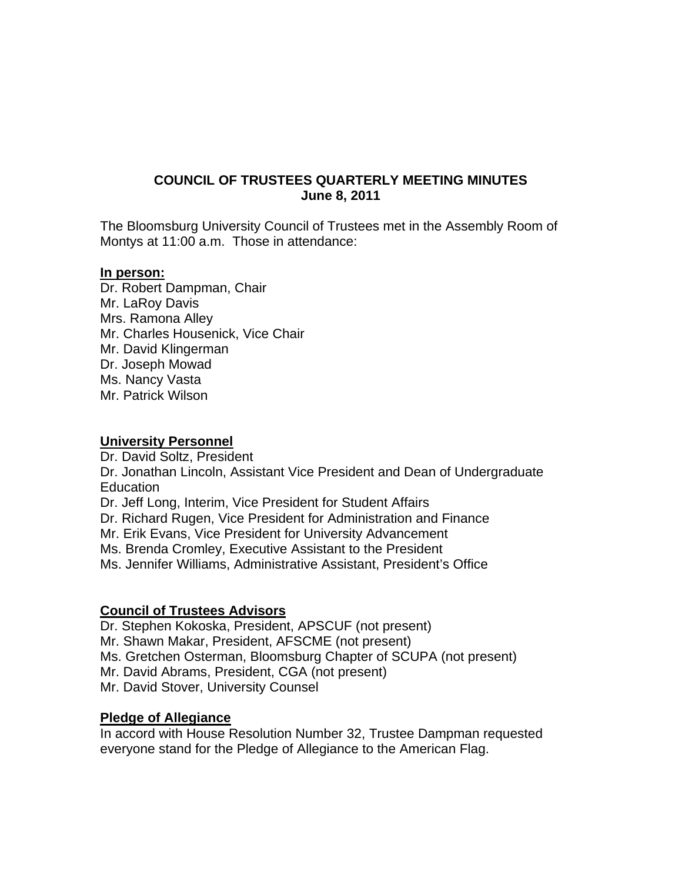**COUNCIL OF TRUSTEES QUARTERLY MEETING MINUTES**
**June 8, 2011**

The Bloomsburg University Council of Trustees met in the Assembly Room of Montys at 11:00 a.m. Those in attendance:

**In person:**
Dr. Robert Dampman, Chair
Mr. LaRoy Davis
Mrs. Ramona Alley
Mr. Charles Housenick, Vice Chair
Mr. David Klingerman
Dr. Joseph Mowad
Ms. Nancy Vasta
Mr. Patrick Wilson

**University Personnel**
Dr. David Soltz, President
Dr. Jonathan Lincoln, Assistant Vice President and Dean of Undergraduate Education
Dr. Jeff Long, Interim, Vice President for Student Affairs
Dr. Richard Rugen, Vice President for Administration and Finance
Mr. Erik Evans, Vice President for University Advancement
Ms. Brenda Cromley, Executive Assistant to the President
Ms. Jennifer Williams, Administrative Assistant, President's Office

**Council of Trustees Advisors**
Dr. Stephen Kokoska, President, APSCUF (not present)
Mr. Shawn Makar, President, AFSCME (not present)
Ms. Gretchen Osterman, Bloomsburg Chapter of SCUPA (not present)
Mr. David Abrams, President, CGA (not present)
Mr. David Stover, University Counsel

**Pledge of Allegiance**
In accord with House Resolution Number 32, Trustee Dampman requested everyone stand for the Pledge of Allegiance to the American Flag.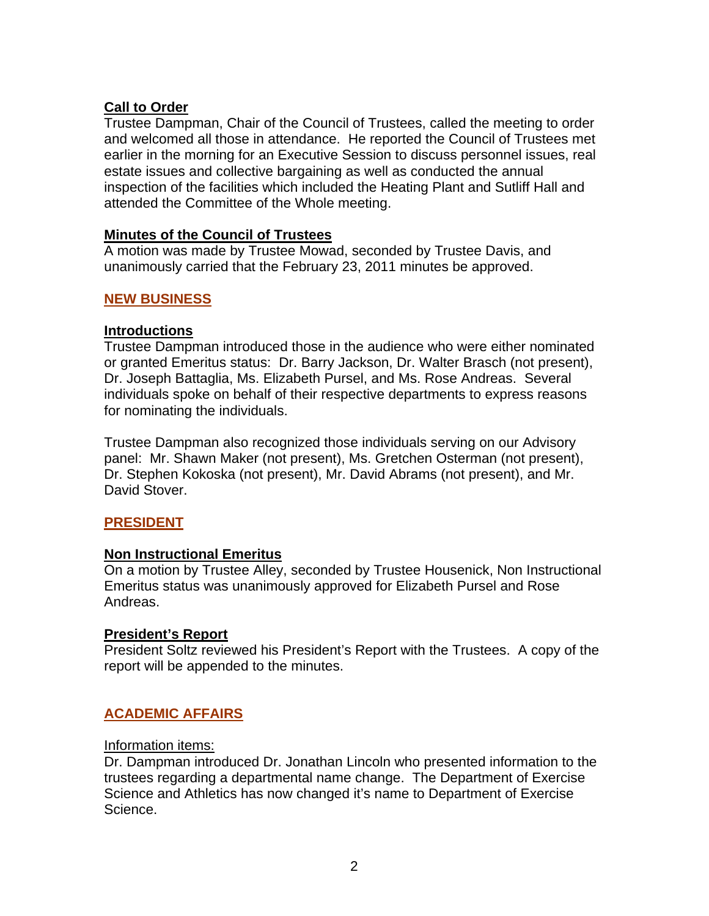## Call to Order

Trustee Dampman, Chair of the Council of Trustees, called the meeting to order and welcomed all those in attendance. He reported the Council of Trustees met earlier in the morning for an Executive Session to discuss personnel issues, real estate issues and collective bargaining as well as conducted the annual inspection of the facilities which included the Heating Plant and Sutliff Hall and attended the Committee of the Whole meeting.

## Minutes of the Council of Trustees

A motion was made by Trustee Mowad, seconded by Trustee Davis, and unanimously carried that the February 23, 2011 minutes be approved.

# NEW BUSINESS

## Introductions

Trustee Dampman introduced those in the audience who were either nominated or granted Emeritus status: Dr. Barry Jackson, Dr. Walter Brasch (not present), Dr. Joseph Battaglia, Ms. Elizabeth Pursel, and Ms. Rose Andreas. Several individuals spoke on behalf of their respective departments to express reasons for nominating the individuals.

Trustee Dampman also recognized those individuals serving on our Advisory panel: Mr. Shawn Maker (not present), Ms. Gretchen Osterman (not present), Dr. Stephen Kokoska (not present), Mr. David Abrams (not present), and Mr. David Stover.

# PRESIDENT

## Non Instructional Emeritus

On a motion by Trustee Alley, seconded by Trustee Housenick, Non Instructional Emeritus status was unanimously approved for Elizabeth Pursel and Rose Andreas.

## President's Report

President Soltz reviewed his President's Report with the Trustees. A copy of the report will be appended to the minutes.

# ACADEMIC AFFAIRS

Information items:

Dr. Dampman introduced Dr. Jonathan Lincoln who presented information to the trustees regarding a departmental name change. The Department of Exercise Science and Athletics has now changed it's name to Department of Exercise Science.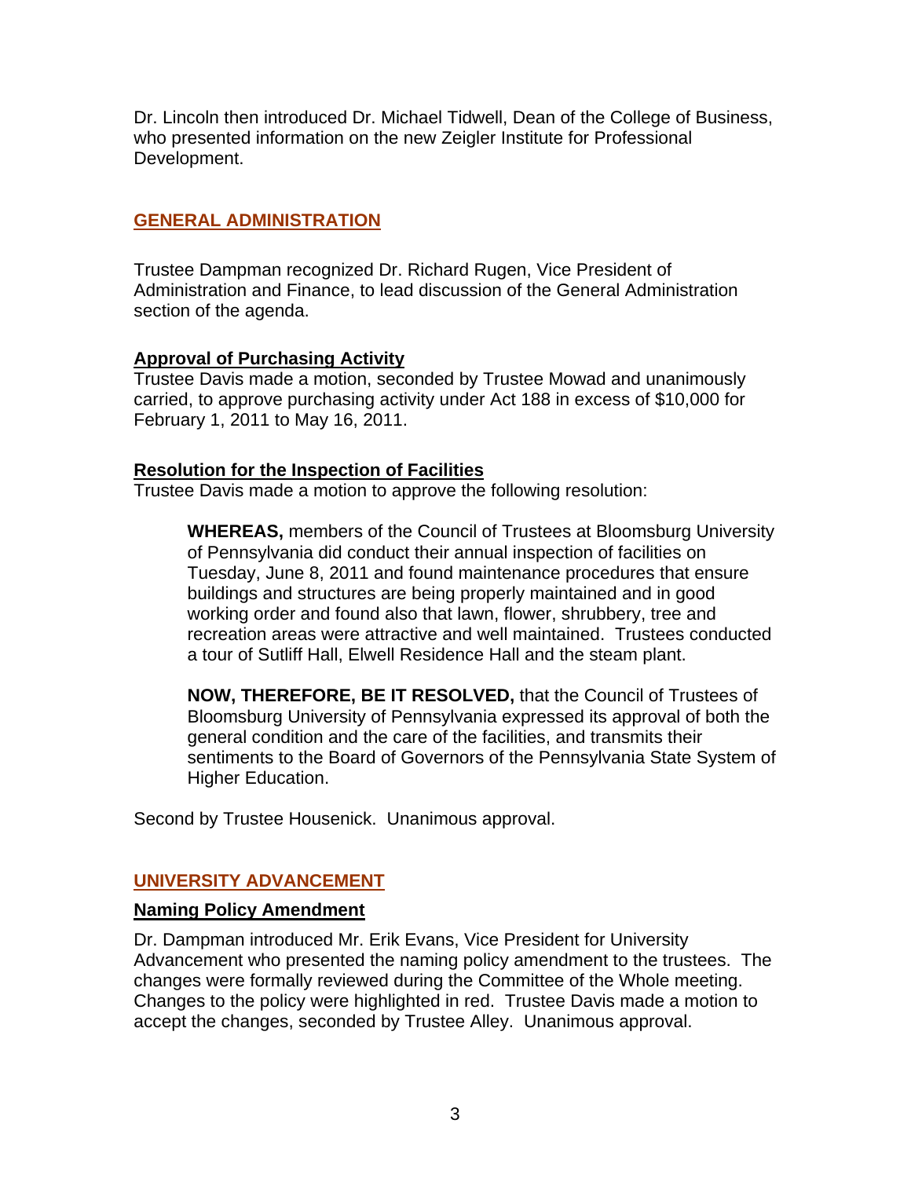Dr. Lincoln then introduced Dr. Michael Tidwell, Dean of the College of Business, who presented information on the new Zeigler Institute for Professional Development.

## GENERAL ADMINISTRATION

Trustee Dampman recognized Dr. Richard Rugen, Vice President of Administration and Finance, to lead discussion of the General Administration section of the agenda.

### Approval of Purchasing Activity

Trustee Davis made a motion, seconded by Trustee Mowad and unanimously carried, to approve purchasing activity under Act 188 in excess of $10,000 for February 1, 2011 to May 16, 2011.

### Resolution for the Inspection of Facilities

Trustee Davis made a motion to approve the following resolution:

> **WHEREAS,** members of the Council of Trustees at Bloomsburg University of Pennsylvania did conduct their annual inspection of facilities on Tuesday, June 8, 2011 and found maintenance procedures that ensure buildings and structures are being properly maintained and in good working order and found also that lawn, flower, shrubbery, tree and recreation areas were attractive and well maintained. Trustees conducted a tour of Sutliff Hall, Elwell Residence Hall and the steam plant.
>
> **NOW, THEREFORE, BE IT RESOLVED,** that the Council of Trustees of Bloomsburg University of Pennsylvania expressed its approval of both the general condition and the care of the facilities, and transmits their sentiments to the Board of Governors of the Pennsylvania State System of Higher Education.

Second by Trustee Housenick. Unanimous approval.

## UNIVERSITY ADVANCEMENT

### Naming Policy Amendment

Dr. Dampman introduced Mr. Erik Evans, Vice President for University Advancement who presented the naming policy amendment to the trustees. The changes were formally reviewed during the Committee of the Whole meeting. Changes to the policy were highlighted in red. Trustee Davis made a motion to accept the changes, seconded by Trustee Alley. Unanimous approval.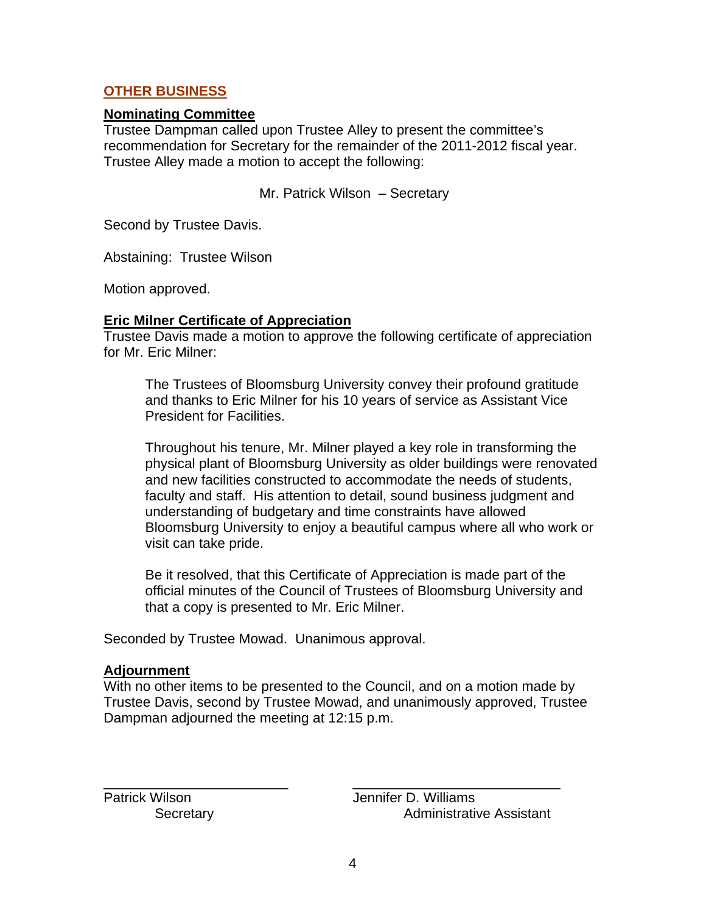## OTHER BUSINESS

**Nominating Committee**

Trustee Dampman called upon Trustee Alley to present the committee's recommendation for Secretary for the remainder of the 2011-2012 fiscal year. Trustee Alley made a motion to accept the following:

Mr. Patrick Wilson – Secretary

Second by Trustee Davis.

Abstaining: Trustee Wilson

Motion approved.

**Eric Milner Certificate of Appreciation**

Trustee Davis made a motion to approve the following certificate of appreciation for Mr. Eric Milner:

> The Trustees of Bloomsburg University convey their profound gratitude and thanks to Eric Milner for his 10 years of service as Assistant Vice President for Facilities.
>
> Throughout his tenure, Mr. Milner played a key role in transforming the physical plant of Bloomsburg University as older buildings were renovated and new facilities constructed to accommodate the needs of students, faculty and staff. His attention to detail, sound business judgment and understanding of budgetary and time constraints have allowed Bloomsburg University to enjoy a beautiful campus where all who work or visit can take pride.
>
> Be it resolved, that this Certificate of Appreciation is made part of the official minutes of the Council of Trustees of Bloomsburg University and that a copy is presented to Mr. Eric Milner.

Seconded by Trustee Mowad. Unanimous approval.

**Adjournment**

With no other items to be presented to the Council, and on a motion made by Trustee Davis, second by Trustee Mowad, and unanimously approved, Trustee Dampman adjourned the meeting at 12:15 p.m.

_________________________
Patrick Wilson
Secretary

_________________________
Jennifer D. Williams
Administrative Assistant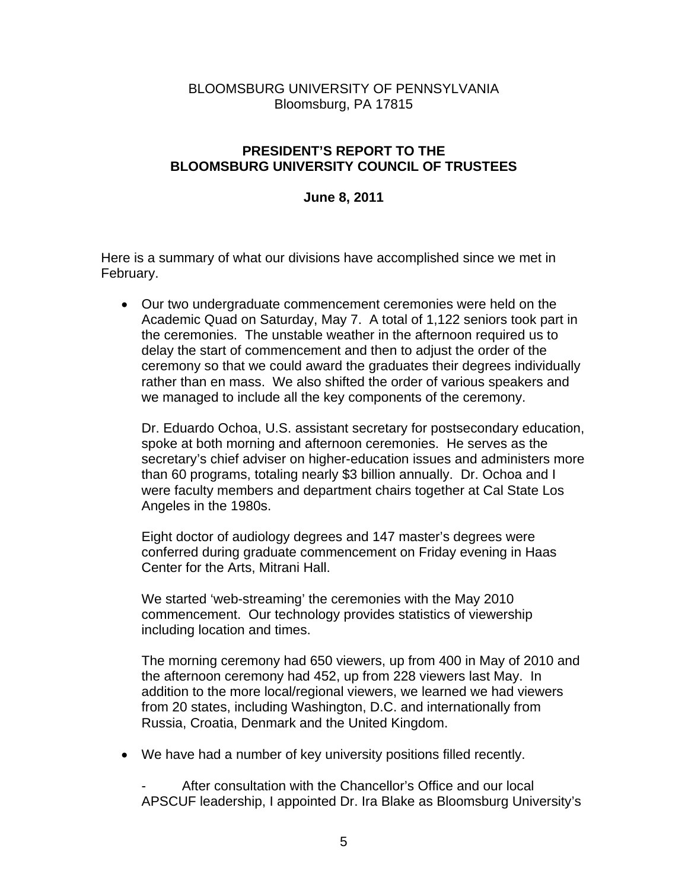BLOOMSBURG UNIVERSITY OF PENNSYLVANIA
Bloomsburg, PA 17815

**PRESIDENT'S REPORT TO THE BLOOMSBURG UNIVERSITY COUNCIL OF TRUSTEES**

**June 8, 2011**

Here is a summary of what our divisions have accomplished since we met in February.

- Our two undergraduate commencement ceremonies were held on the Academic Quad on Saturday, May 7. A total of 1,122 seniors took part in the ceremonies. The unstable weather in the afternoon required us to delay the start of commencement and then to adjust the order of the ceremony so that we could award the graduates their degrees individually rather than en mass. We also shifted the order of various speakers and we managed to include all the key components of the ceremony.

  Dr. Eduardo Ochoa, U.S. assistant secretary for postsecondary education, spoke at both morning and afternoon ceremonies. He serves as the secretary's chief adviser on higher-education issues and administers more than 60 programs, totaling nearly $3 billion annually. Dr. Ochoa and I were faculty members and department chairs together at Cal State Los Angeles in the 1980s.

  Eight doctor of audiology degrees and 147 master's degrees were conferred during graduate commencement on Friday evening in Haas Center for the Arts, Mitrani Hall.

  We started 'web-streaming' the ceremonies with the May 2010 commencement. Our technology provides statistics of viewership including location and times.

  The morning ceremony had 650 viewers, up from 400 in May of 2010 and the afternoon ceremony had 452, up from 228 viewers last May. In addition to the more local/regional viewers, we learned we had viewers from 20 states, including Washington, D.C. and internationally from Russia, Croatia, Denmark and the United Kingdom.

- We have had a number of key university positions filled recently.

  - After consultation with the Chancellor's Office and our local APSCUF leadership, I appointed Dr. Ira Blake as Bloomsburg University's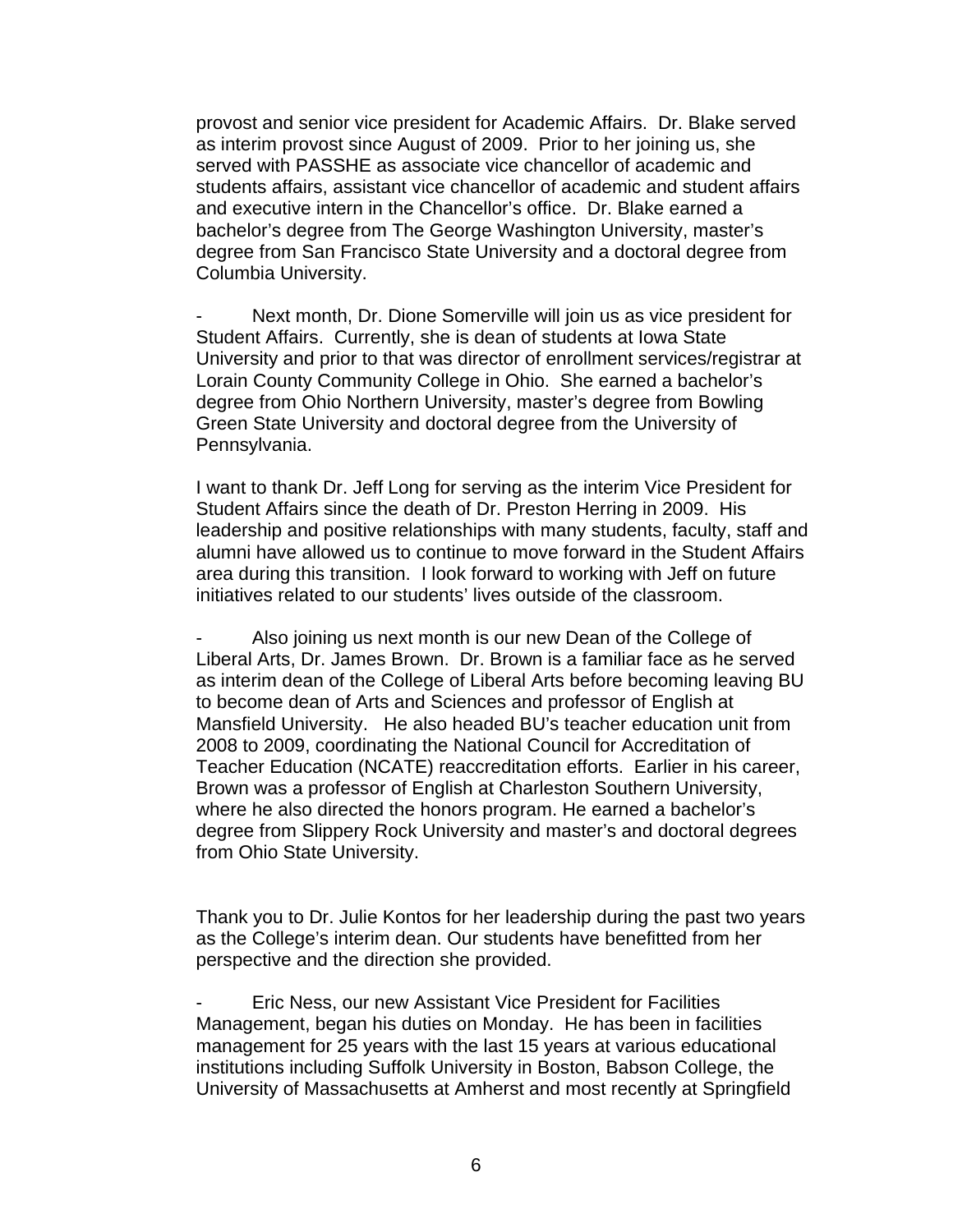provost and senior vice president for Academic Affairs. Dr. Blake served as interim provost since August of 2009. Prior to her joining us, she served with PASSHE as associate vice chancellor of academic and students affairs, assistant vice chancellor of academic and student affairs and executive intern in the Chancellor's office. Dr. Blake earned a bachelor's degree from The George Washington University, master's degree from San Francisco State University and a doctoral degree from Columbia University.

- Next month, Dr. Dione Somerville will join us as vice president for Student Affairs. Currently, she is dean of students at Iowa State University and prior to that was director of enrollment services/registrar at Lorain County Community College in Ohio. She earned a bachelor's degree from Ohio Northern University, master's degree from Bowling Green State University and doctoral degree from the University of Pennsylvania.

I want to thank Dr. Jeff Long for serving as the interim Vice President for Student Affairs since the death of Dr. Preston Herring in 2009. His leadership and positive relationships with many students, faculty, staff and alumni have allowed us to continue to move forward in the Student Affairs area during this transition. I look forward to working with Jeff on future initiatives related to our students' lives outside of the classroom.

- Also joining us next month is our new Dean of the College of Liberal Arts, Dr. James Brown. Dr. Brown is a familiar face as he served as interim dean of the College of Liberal Arts before becoming leaving BU to become dean of Arts and Sciences and professor of English at Mansfield University. He also headed BU's teacher education unit from 2008 to 2009, coordinating the National Council for Accreditation of Teacher Education (NCATE) reaccreditation efforts. Earlier in his career, Brown was a professor of English at Charleston Southern University, where he also directed the honors program. He earned a bachelor's degree from Slippery Rock University and master's and doctoral degrees from Ohio State University.

Thank you to Dr. Julie Kontos for her leadership during the past two years as the College's interim dean. Our students have benefitted from her perspective and the direction she provided.

- Eric Ness, our new Assistant Vice President for Facilities Management, began his duties on Monday. He has been in facilities management for 25 years with the last 15 years at various educational institutions including Suffolk University in Boston, Babson College, the University of Massachusetts at Amherst and most recently at Springfield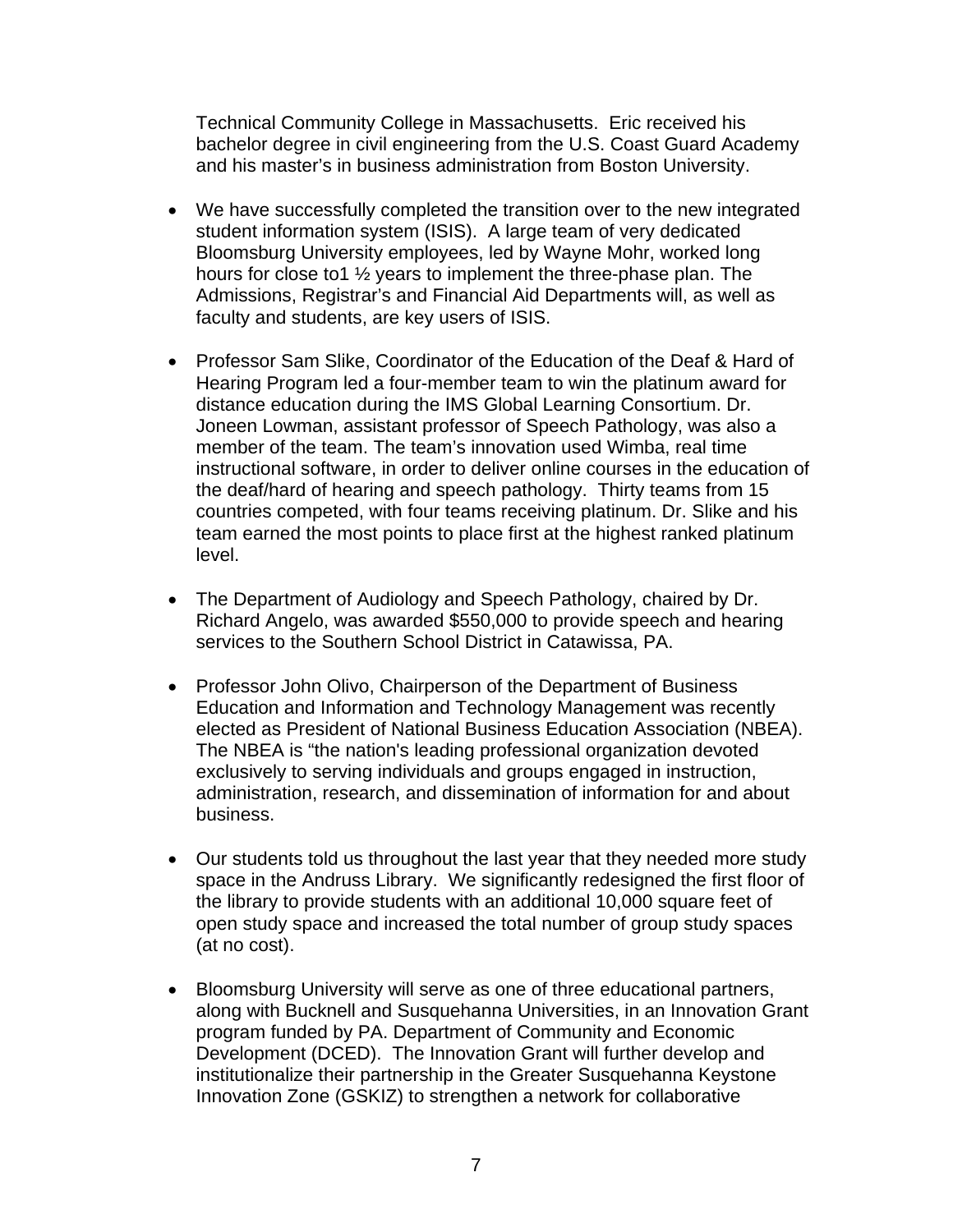Technical Community College in Massachusetts. Eric received his bachelor degree in civil engineering from the U.S. Coast Guard Academy and his master's in business administration from Boston University.

- We have successfully completed the transition over to the new integrated student information system (ISIS). A large team of very dedicated Bloomsburg University employees, led by Wayne Mohr, worked long hours for close to1 ½ years to implement the three-phase plan. The Admissions, Registrar's and Financial Aid Departments will, as well as faculty and students, are key users of ISIS.

- Professor Sam Slike, Coordinator of the Education of the Deaf & Hard of Hearing Program led a four-member team to win the platinum award for distance education during the IMS Global Learning Consortium. Dr. Joneen Lowman, assistant professor of Speech Pathology, was also a member of the team. The team's innovation used Wimba, real time instructional software, in order to deliver online courses in the education of the deaf/hard of hearing and speech pathology. Thirty teams from 15 countries competed, with four teams receiving platinum. Dr. Slike and his team earned the most points to place first at the highest ranked platinum level.

- The Department of Audiology and Speech Pathology, chaired by Dr. Richard Angelo, was awarded $550,000 to provide speech and hearing services to the Southern School District in Catawissa, PA.

- Professor John Olivo, Chairperson of the Department of Business Education and Information and Technology Management was recently elected as President of National Business Education Association (NBEA). The NBEA is "the nation's leading professional organization devoted exclusively to serving individuals and groups engaged in instruction, administration, research, and dissemination of information for and about business.

- Our students told us throughout the last year that they needed more study space in the Andruss Library. We significantly redesigned the first floor of the library to provide students with an additional 10,000 square feet of open study space and increased the total number of group study spaces (at no cost).

- Bloomsburg University will serve as one of three educational partners, along with Bucknell and Susquehanna Universities, in an Innovation Grant program funded by PA. Department of Community and Economic Development (DCED). The Innovation Grant will further develop and institutionalize their partnership in the Greater Susquehanna Keystone Innovation Zone (GSKIZ) to strengthen a network for collaborative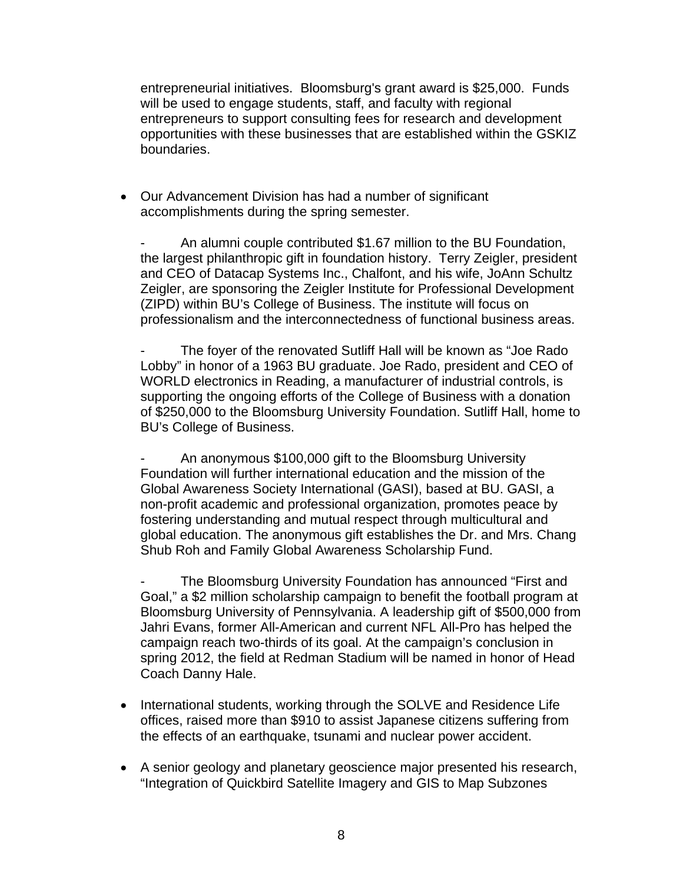entrepreneurial initiatives.  Bloomsburg's grant award is $25,000.  Funds will be used to engage students, staff, and faculty with regional entrepreneurs to support consulting fees for research and development opportunities with these businesses that are established within the GSKIZ boundaries.

- Our Advancement Division has had a number of significant accomplishments during the spring semester.

  - An alumni couple contributed $1.67 million to the BU Foundation, the largest philanthropic gift in foundation history.  Terry Zeigler, president and CEO of Datacap Systems Inc., Chalfont, and his wife, JoAnn Schultz Zeigler, are sponsoring the Zeigler Institute for Professional Development (ZIPD) within BU's College of Business. The institute will focus on professionalism and the interconnectedness of functional business areas.

  - The foyer of the renovated Sutliff Hall will be known as "Joe Rado Lobby" in honor of a 1963 BU graduate. Joe Rado, president and CEO of WORLD electronics in Reading, a manufacturer of industrial controls, is supporting the ongoing efforts of the College of Business with a donation of $250,000 to the Bloomsburg University Foundation. Sutliff Hall, home to BU's College of Business.

  - An anonymous $100,000 gift to the Bloomsburg University Foundation will further international education and the mission of the Global Awareness Society International (GASI), based at BU. GASI, a non-profit academic and professional organization, promotes peace by fostering understanding and mutual respect through multicultural and global education. The anonymous gift establishes the Dr. and Mrs. Chang Shub Roh and Family Global Awareness Scholarship Fund.

  - The Bloomsburg University Foundation has announced "First and Goal," a $2 million scholarship campaign to benefit the football program at Bloomsburg University of Pennsylvania. A leadership gift of $500,000 from Jahri Evans, former All-American and current NFL All-Pro has helped the campaign reach two-thirds of its goal. At the campaign's conclusion in spring 2012, the field at Redman Stadium will be named in honor of Head Coach Danny Hale.

- International students, working through the SOLVE and Residence Life offices, raised more than $910 to assist Japanese citizens suffering from the effects of an earthquake, tsunami and nuclear power accident.

- A senior geology and planetary geoscience major presented his research, "Integration of Quickbird Satellite Imagery and GIS to Map Subzones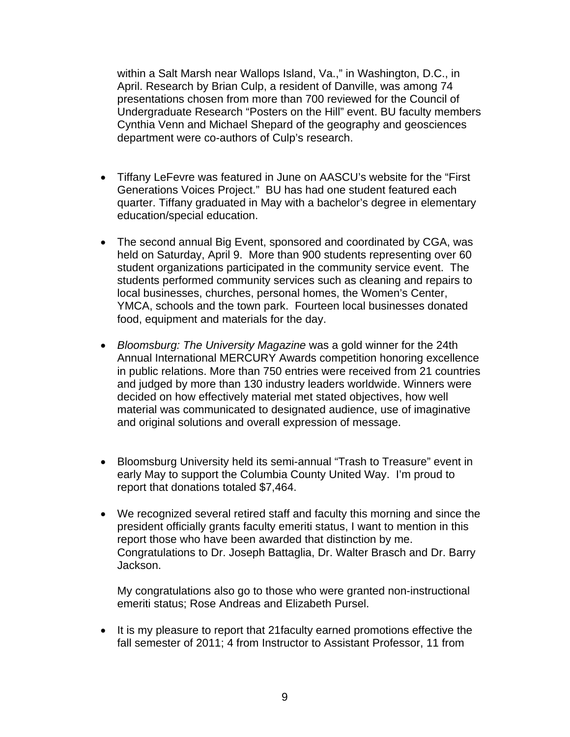within a Salt Marsh near Wallops Island, Va.," in Washington, D.C., in April. Research by Brian Culp, a resident of Danville, was among 74 presentations chosen from more than 700 reviewed for the Council of Undergraduate Research "Posters on the Hill" event. BU faculty members Cynthia Venn and Michael Shepard of the geography and geosciences department were co-authors of Culp's research.

- Tiffany LeFevre was featured in June on AASCU's website for the "First Generations Voices Project." BU has had one student featured each quarter. Tiffany graduated in May with a bachelor's degree in elementary education/special education.

- The second annual Big Event, sponsored and coordinated by CGA, was held on Saturday, April 9. More than 900 students representing over 60 student organizations participated in the community service event. The students performed community services such as cleaning and repairs to local businesses, churches, personal homes, the Women's Center, YMCA, schools and the town park. Fourteen local businesses donated food, equipment and materials for the day.

- *Bloomsburg: The University Magazine* was a gold winner for the 24th Annual International MERCURY Awards competition honoring excellence in public relations. More than 750 entries were received from 21 countries and judged by more than 130 industry leaders worldwide. Winners were decided on how effectively material met stated objectives, how well material was communicated to designated audience, use of imaginative and original solutions and overall expression of message.

- Bloomsburg University held its semi-annual "Trash to Treasure" event in early May to support the Columbia County United Way. I'm proud to report that donations totaled $7,464.

- We recognized several retired staff and faculty this morning and since the president officially grants faculty emeriti status, I want to mention in this report those who have been awarded that distinction by me. Congratulations to Dr. Joseph Battaglia, Dr. Walter Brasch and Dr. Barry Jackson.

  My congratulations also go to those who were granted non-instructional emeriti status; Rose Andreas and Elizabeth Pursel.

- It is my pleasure to report that 21faculty earned promotions effective the fall semester of 2011; 4 from Instructor to Assistant Professor, 11 from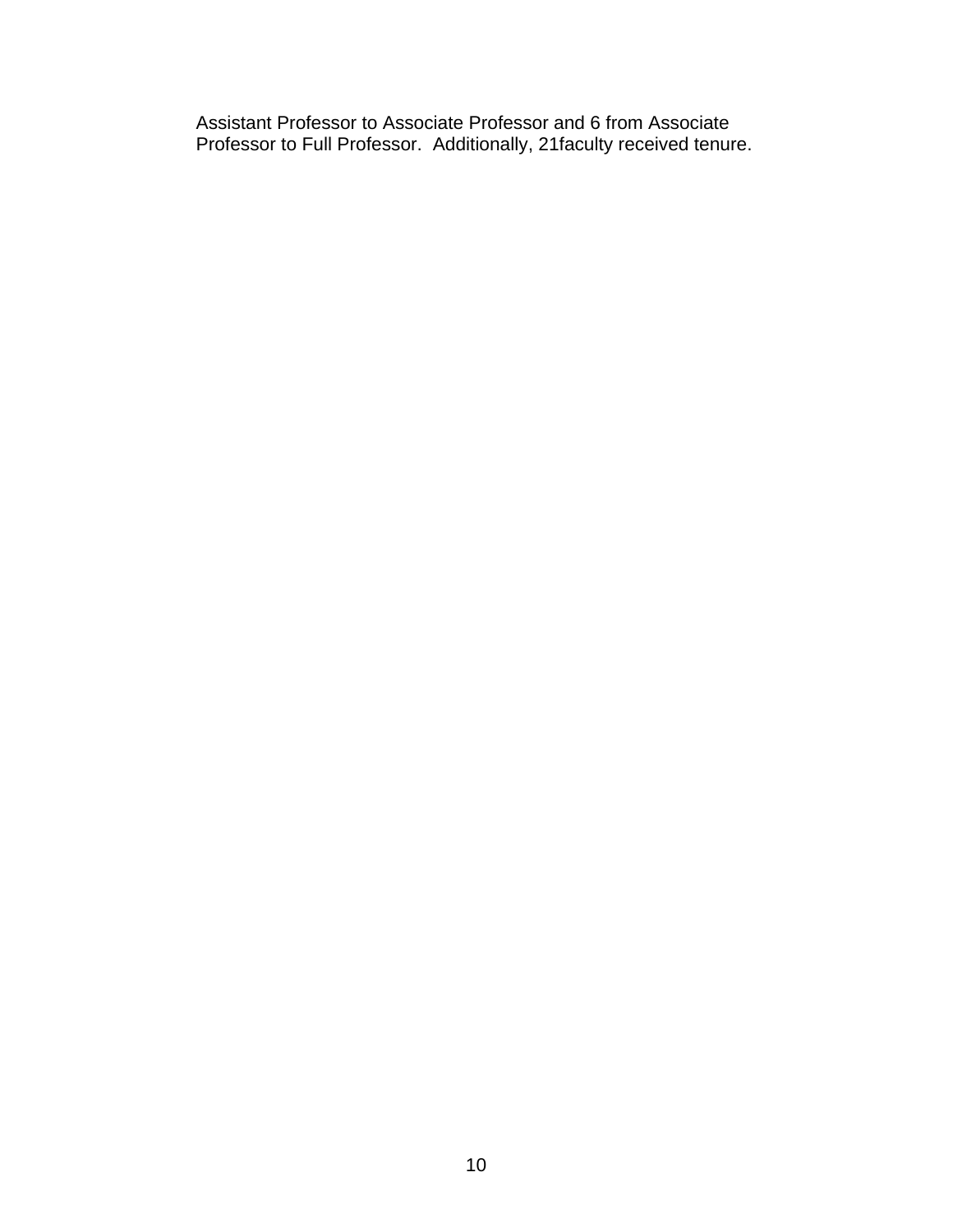Assistant Professor to Associate Professor and 6 from Associate Professor to Full Professor.  Additionally, 21faculty received tenure.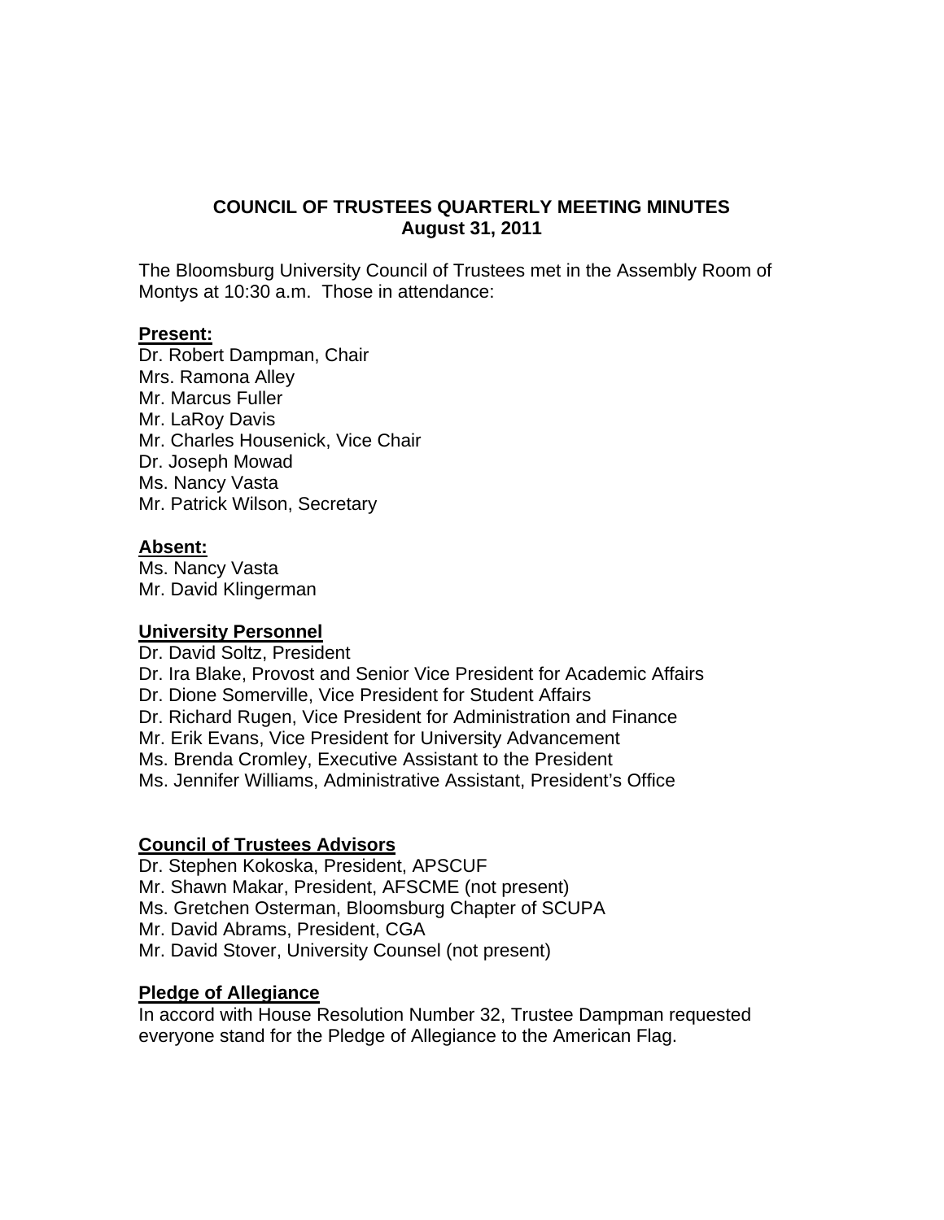**COUNCIL OF TRUSTEES QUARTERLY MEETING MINUTES**
**August 31, 2011**

The Bloomsburg University Council of Trustees met in the Assembly Room of Montys at 10:30 a.m. Those in attendance:

**Present:**
Dr. Robert Dampman, Chair
Mrs. Ramona Alley
Mr. Marcus Fuller
Mr. LaRoy Davis
Mr. Charles Housenick, Vice Chair
Dr. Joseph Mowad
Ms. Nancy Vasta
Mr. Patrick Wilson, Secretary

**Absent:**
Ms. Nancy Vasta
Mr. David Klingerman

**University Personnel**
Dr. David Soltz, President
Dr. Ira Blake, Provost and Senior Vice President for Academic Affairs
Dr. Dione Somerville, Vice President for Student Affairs
Dr. Richard Rugen, Vice President for Administration and Finance
Mr. Erik Evans, Vice President for University Advancement
Ms. Brenda Cromley, Executive Assistant to the President
Ms. Jennifer Williams, Administrative Assistant, President's Office

**Council of Trustees Advisors**
Dr. Stephen Kokoska, President, APSCUF
Mr. Shawn Makar, President, AFSCME (not present)
Ms. Gretchen Osterman, Bloomsburg Chapter of SCUPA
Mr. David Abrams, President, CGA
Mr. David Stover, University Counsel (not present)

**Pledge of Allegiance**
In accord with House Resolution Number 32, Trustee Dampman requested everyone stand for the Pledge of Allegiance to the American Flag.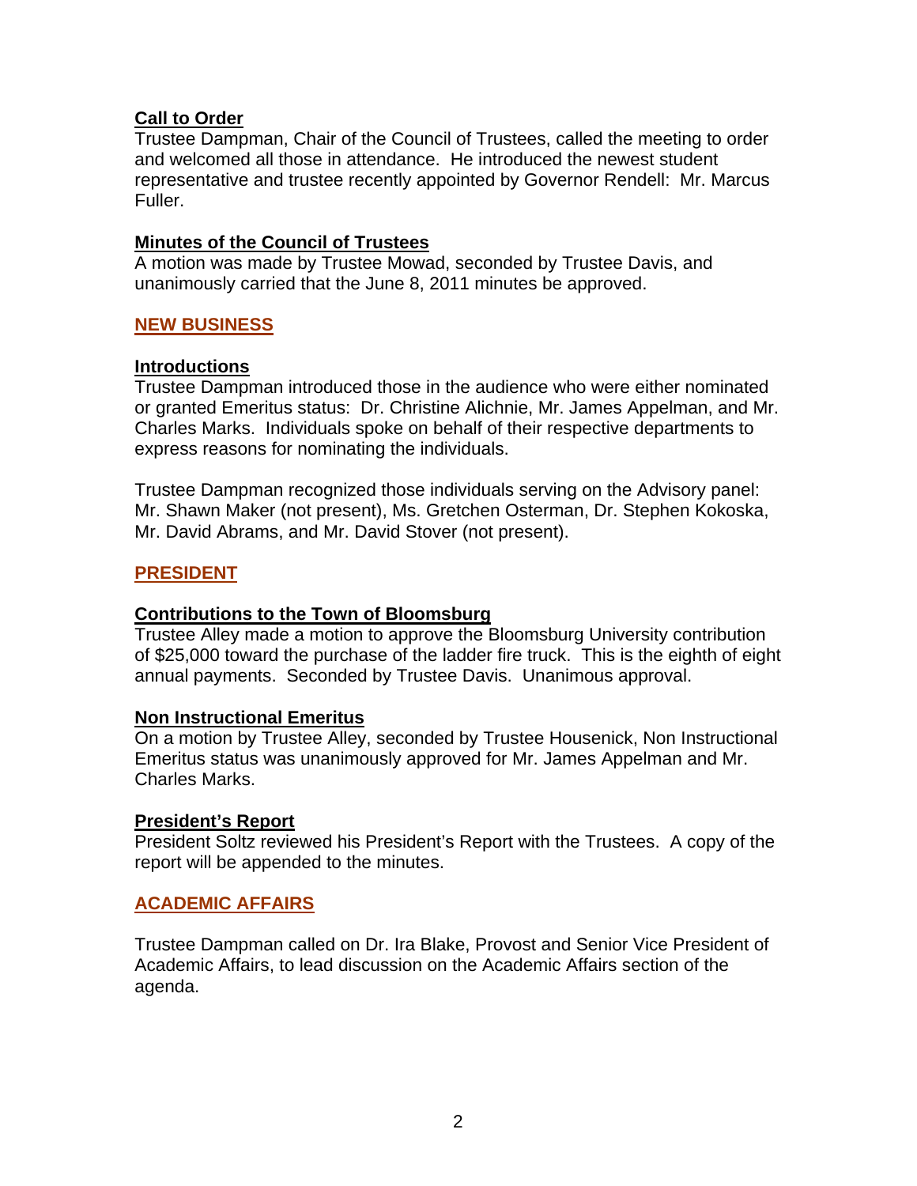### Call to Order

Trustee Dampman, Chair of the Council of Trustees, called the meeting to order and welcomed all those in attendance. He introduced the newest student representative and trustee recently appointed by Governor Rendell: Mr. Marcus Fuller.

### Minutes of the Council of Trustees

A motion was made by Trustee Mowad, seconded by Trustee Davis, and unanimously carried that the June 8, 2011 minutes be approved.

## NEW BUSINESS

### Introductions

Trustee Dampman introduced those in the audience who were either nominated or granted Emeritus status: Dr. Christine Alichnie, Mr. James Appelman, and Mr. Charles Marks. Individuals spoke on behalf of their respective departments to express reasons for nominating the individuals.

Trustee Dampman recognized those individuals serving on the Advisory panel: Mr. Shawn Maker (not present), Ms. Gretchen Osterman, Dr. Stephen Kokoska, Mr. David Abrams, and Mr. David Stover (not present).

## PRESIDENT

### Contributions to the Town of Bloomsburg

Trustee Alley made a motion to approve the Bloomsburg University contribution of $25,000 toward the purchase of the ladder fire truck. This is the eighth of eight annual payments. Seconded by Trustee Davis. Unanimous approval.

### Non Instructional Emeritus

On a motion by Trustee Alley, seconded by Trustee Housenick, Non Instructional Emeritus status was unanimously approved for Mr. James Appelman and Mr. Charles Marks.

### President's Report

President Soltz reviewed his President's Report with the Trustees. A copy of the report will be appended to the minutes.

## ACADEMIC AFFAIRS

Trustee Dampman called on Dr. Ira Blake, Provost and Senior Vice President of Academic Affairs, to lead discussion on the Academic Affairs section of the agenda.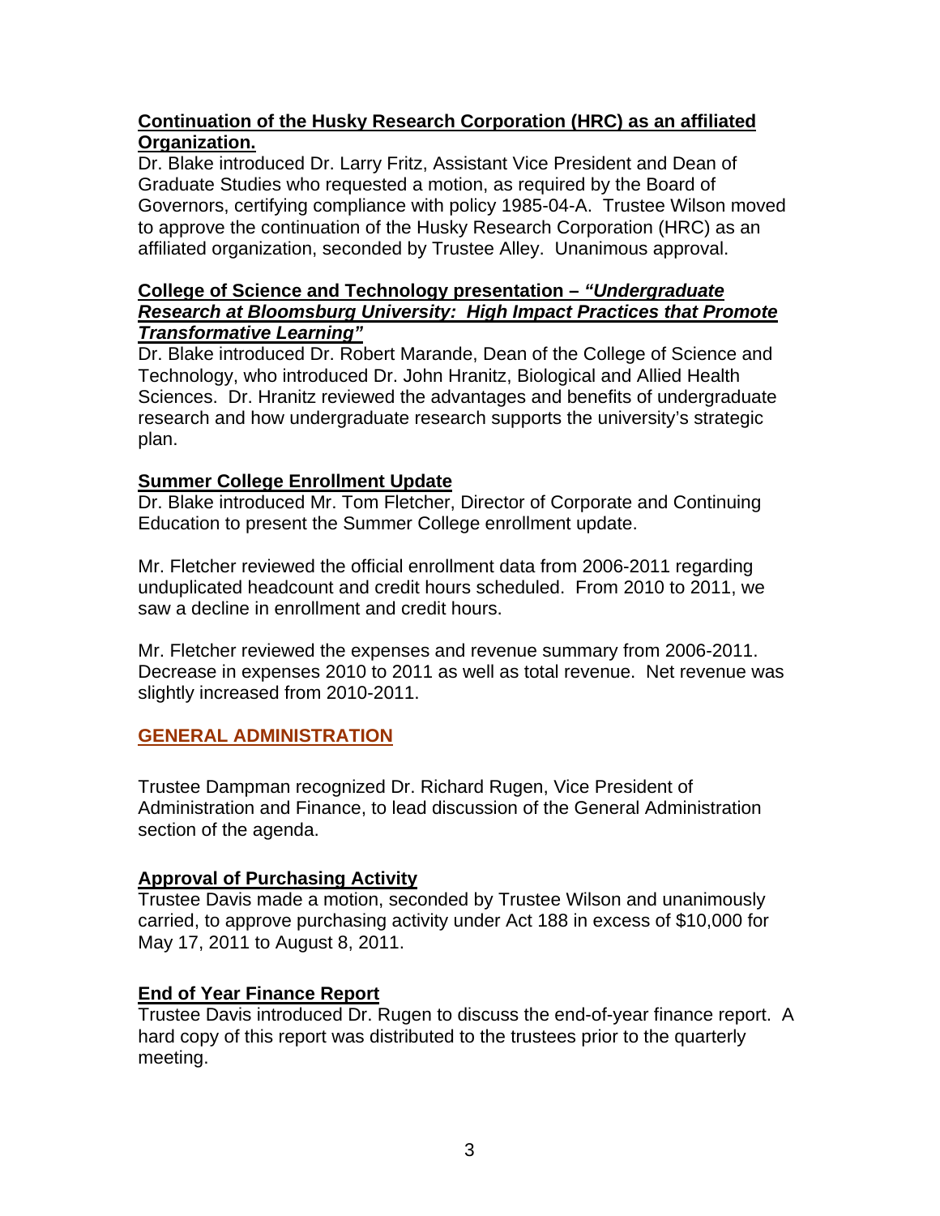**Continuation of the Husky Research Corporation (HRC) as an affiliated Organization.**

Dr. Blake introduced Dr. Larry Fritz, Assistant Vice President and Dean of Graduate Studies who requested a motion, as required by the Board of Governors, certifying compliance with policy 1985-04-A. Trustee Wilson moved to approve the continuation of the Husky Research Corporation (HRC) as an affiliated organization, seconded by Trustee Alley. Unanimous approval.

**College of Science and Technology presentation – *"Undergraduate Research at Bloomsburg University: High Impact Practices that Promote Transformative Learning"***

Dr. Blake introduced Dr. Robert Marande, Dean of the College of Science and Technology, who introduced Dr. John Hranitz, Biological and Allied Health Sciences. Dr. Hranitz reviewed the advantages and benefits of undergraduate research and how undergraduate research supports the university's strategic plan.

**Summer College Enrollment Update**

Dr. Blake introduced Mr. Tom Fletcher, Director of Corporate and Continuing Education to present the Summer College enrollment update.

Mr. Fletcher reviewed the official enrollment data from 2006-2011 regarding unduplicated headcount and credit hours scheduled. From 2010 to 2011, we saw a decline in enrollment and credit hours.

Mr. Fletcher reviewed the expenses and revenue summary from 2006-2011. Decrease in expenses 2010 to 2011 as well as total revenue. Net revenue was slightly increased from 2010-2011.

## GENERAL ADMINISTRATION

Trustee Dampman recognized Dr. Richard Rugen, Vice President of Administration and Finance, to lead discussion of the General Administration section of the agenda.

**Approval of Purchasing Activity**

Trustee Davis made a motion, seconded by Trustee Wilson and unanimously carried, to approve purchasing activity under Act 188 in excess of $10,000 for May 17, 2011 to August 8, 2011.

**End of Year Finance Report**

Trustee Davis introduced Dr. Rugen to discuss the end-of-year finance report. A hard copy of this report was distributed to the trustees prior to the quarterly meeting.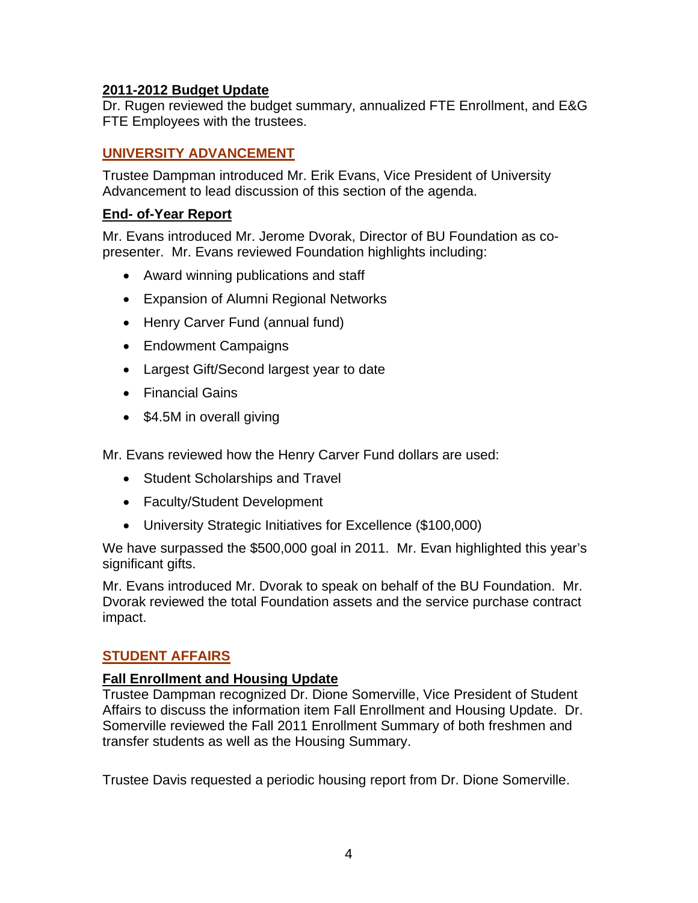**2011-2012 Budget Update**

Dr. Rugen reviewed the budget summary, annualized FTE Enrollment, and E&G FTE Employees with the trustees.

## UNIVERSITY ADVANCEMENT

Trustee Dampman introduced Mr. Erik Evans, Vice President of University Advancement to lead discussion of this section of the agenda.

**End- of-Year Report**

Mr. Evans introduced Mr. Jerome Dvorak, Director of BU Foundation as co-presenter. Mr. Evans reviewed Foundation highlights including:

- Award winning publications and staff
- Expansion of Alumni Regional Networks
- Henry Carver Fund (annual fund)
- Endowment Campaigns
- Largest Gift/Second largest year to date
- Financial Gains
- $4.5M in overall giving

Mr. Evans reviewed how the Henry Carver Fund dollars are used:

- Student Scholarships and Travel
- Faculty/Student Development
- University Strategic Initiatives for Excellence ($100,000)

We have surpassed the $500,000 goal in 2011. Mr. Evan highlighted this year's significant gifts.

Mr. Evans introduced Mr. Dvorak to speak on behalf of the BU Foundation. Mr. Dvorak reviewed the total Foundation assets and the service purchase contract impact.

## STUDENT AFFAIRS

**Fall Enrollment and Housing Update**

Trustee Dampman recognized Dr. Dione Somerville, Vice President of Student Affairs to discuss the information item Fall Enrollment and Housing Update. Dr. Somerville reviewed the Fall 2011 Enrollment Summary of both freshmen and transfer students as well as the Housing Summary.

Trustee Davis requested a periodic housing report from Dr. Dione Somerville.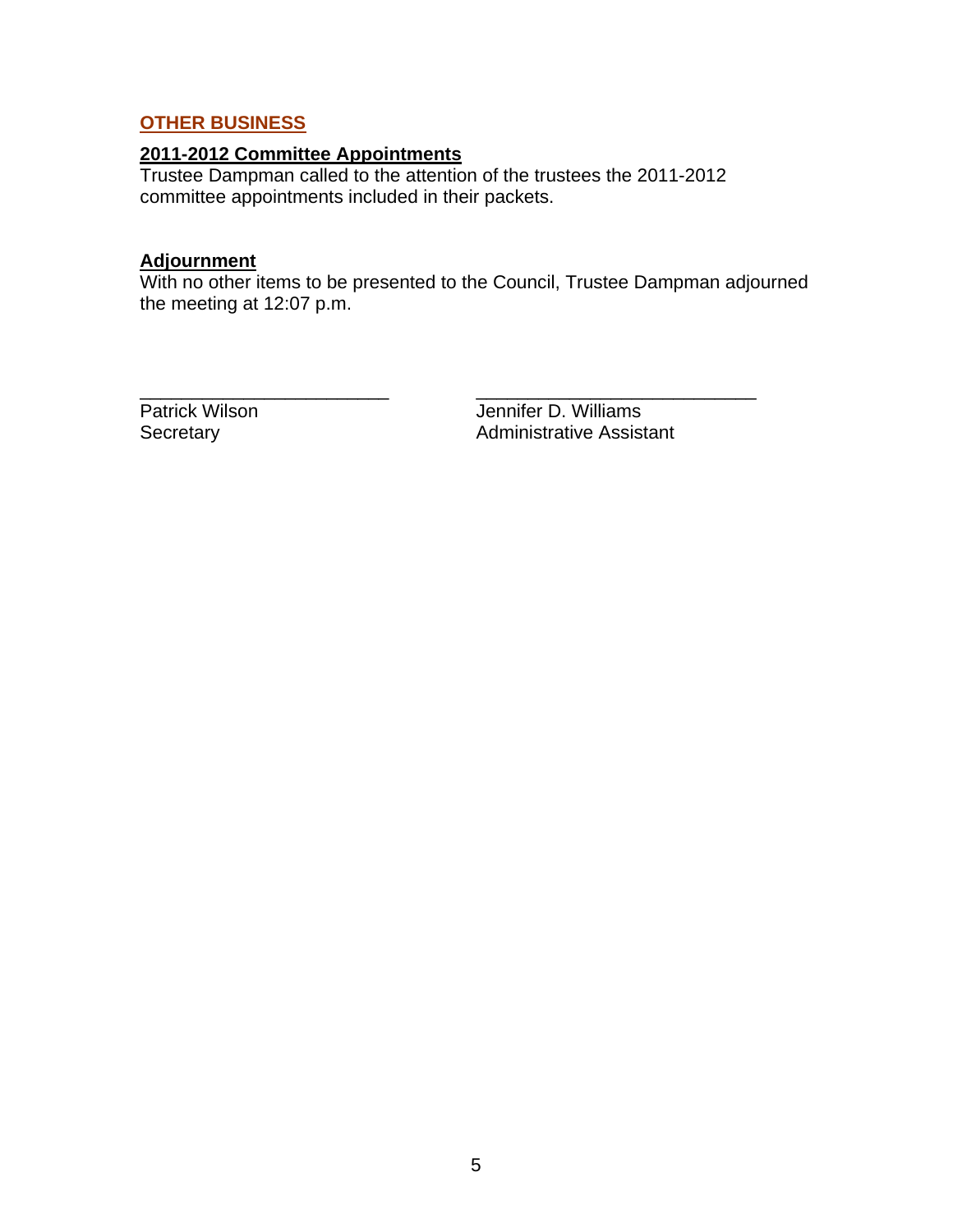## OTHER BUSINESS

### 2011-2012 Committee Appointments

Trustee Dampman called to the attention of the trustees the 2011-2012 committee appointments included in their packets.

### Adjournment

With no other items to be presented to the Council, Trustee Dampman adjourned the meeting at 12:07 p.m.

| _________________________ | ____________________________ |
|---|---|
| Patrick Wilson | Jennifer D. Williams |
| Secretary | Administrative Assistant |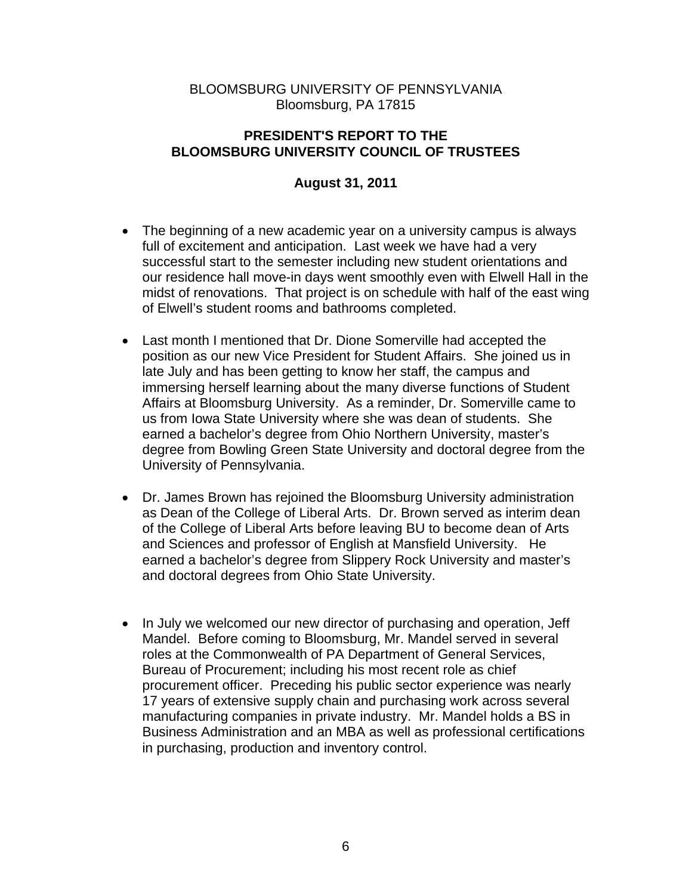BLOOMSBURG UNIVERSITY OF PENNSYLVANIA
Bloomsburg, PA 17815

**PRESIDENT'S REPORT TO THE BLOOMSBURG UNIVERSITY COUNCIL OF TRUSTEES**

**August 31, 2011**

- The beginning of a new academic year on a university campus is always full of excitement and anticipation. Last week we have had a very successful start to the semester including new student orientations and our residence hall move-in days went smoothly even with Elwell Hall in the midst of renovations. That project is on schedule with half of the east wing of Elwell's student rooms and bathrooms completed.

- Last month I mentioned that Dr. Dione Somerville had accepted the position as our new Vice President for Student Affairs. She joined us in late July and has been getting to know her staff, the campus and immersing herself learning about the many diverse functions of Student Affairs at Bloomsburg University. As a reminder, Dr. Somerville came to us from Iowa State University where she was dean of students. She earned a bachelor's degree from Ohio Northern University, master's degree from Bowling Green State University and doctoral degree from the University of Pennsylvania.

- Dr. James Brown has rejoined the Bloomsburg University administration as Dean of the College of Liberal Arts. Dr. Brown served as interim dean of the College of Liberal Arts before leaving BU to become dean of Arts and Sciences and professor of English at Mansfield University. He earned a bachelor's degree from Slippery Rock University and master's and doctoral degrees from Ohio State University.

- In July we welcomed our new director of purchasing and operation, Jeff Mandel. Before coming to Bloomsburg, Mr. Mandel served in several roles at the Commonwealth of PA Department of General Services, Bureau of Procurement; including his most recent role as chief procurement officer. Preceding his public sector experience was nearly 17 years of extensive supply chain and purchasing work across several manufacturing companies in private industry. Mr. Mandel holds a BS in Business Administration and an MBA as well as professional certifications in purchasing, production and inventory control.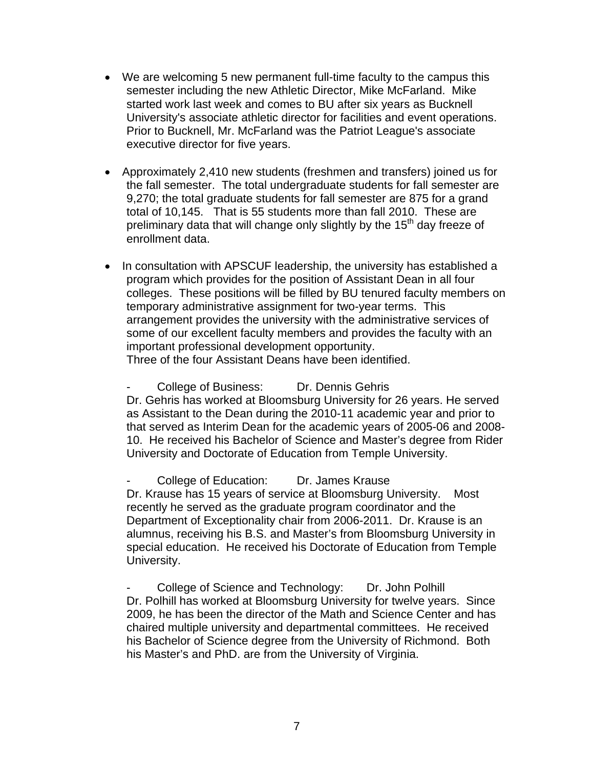- We are welcoming 5 new permanent full-time faculty to the campus this semester including the new Athletic Director, Mike McFarland. Mike started work last week and comes to BU after six years as Bucknell University's associate athletic director for facilities and event operations. Prior to Bucknell, Mr. McFarland was the Patriot League's associate executive director for five years.

- Approximately 2,410 new students (freshmen and transfers) joined us for the fall semester. The total undergraduate students for fall semester are 9,270; the total graduate students for fall semester are 875 for a grand total of 10,145. That is 55 students more than fall 2010. These are preliminary data that will change only slightly by the 15th day freeze of enrollment data.

- In consultation with APSCUF leadership, the university has established a program which provides for the position of Assistant Dean in all four colleges. These positions will be filled by BU tenured faculty members on temporary administrative assignment for two-year terms. This arrangement provides the university with the administrative services of some of our excellent faculty members and provides the faculty with an important professional development opportunity.
  Three of the four Assistant Deans have been identified.

  - College of Business: Dr. Dennis Gehris
    Dr. Gehris has worked at Bloomsburg University for 26 years. He served as Assistant to the Dean during the 2010-11 academic year and prior to that served as Interim Dean for the academic years of 2005-06 and 2008-10. He received his Bachelor of Science and Master's degree from Rider University and Doctorate of Education from Temple University.

  - College of Education: Dr. James Krause
    Dr. Krause has 15 years of service at Bloomsburg University. Most recently he served as the graduate program coordinator and the Department of Exceptionality chair from 2006-2011. Dr. Krause is an alumnus, receiving his B.S. and Master's from Bloomsburg University in special education. He received his Doctorate of Education from Temple University.

  - College of Science and Technology: Dr. John Polhill
    Dr. Polhill has worked at Bloomsburg University for twelve years. Since 2009, he has been the director of the Math and Science Center and has chaired multiple university and departmental committees. He received his Bachelor of Science degree from the University of Richmond. Both his Master's and PhD. are from the University of Virginia.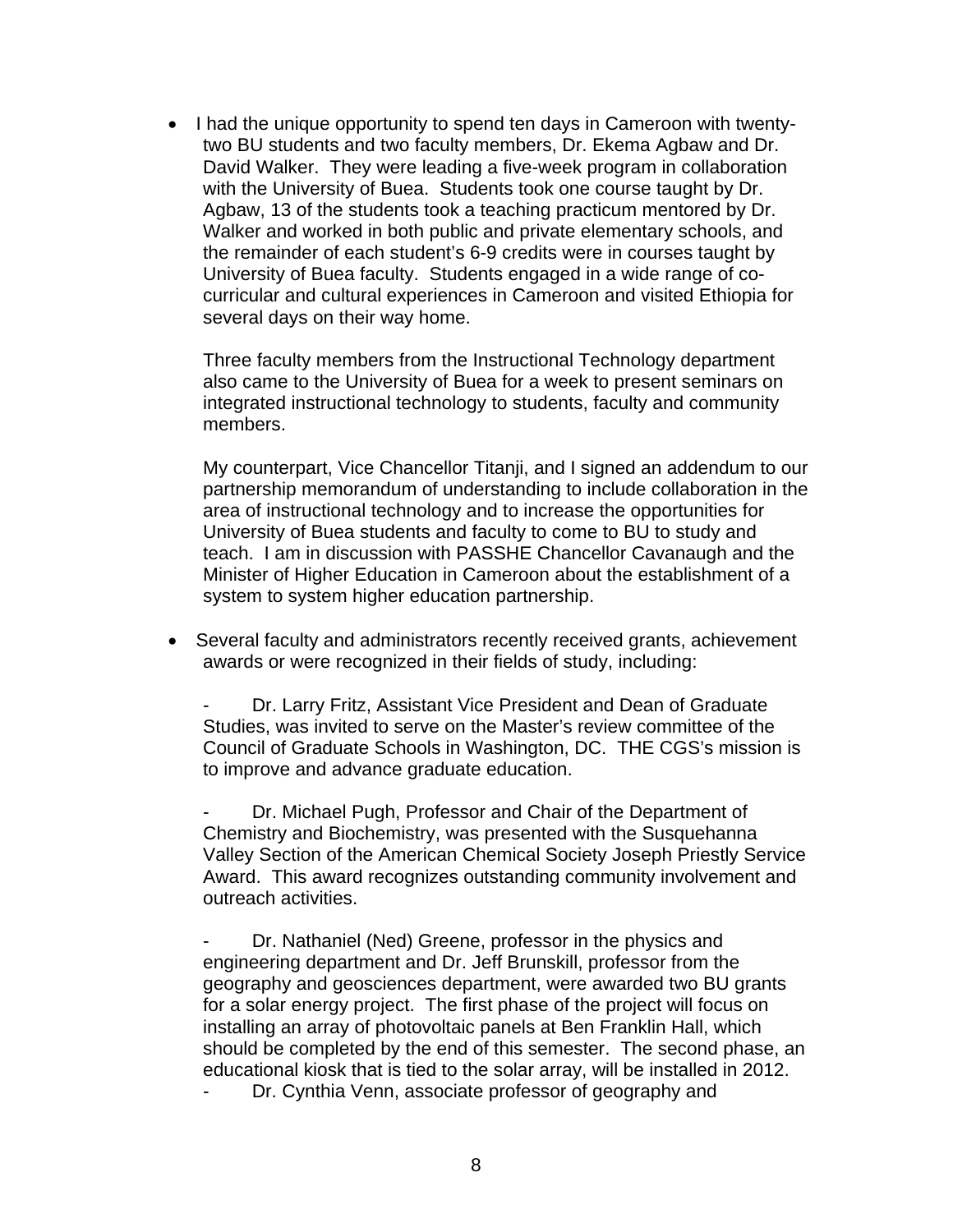- I had the unique opportunity to spend ten days in Cameroon with twenty-two BU students and two faculty members, Dr. Ekema Agbaw and Dr. David Walker. They were leading a five-week program in collaboration with the University of Buea. Students took one course taught by Dr. Agbaw, 13 of the students took a teaching practicum mentored by Dr. Walker and worked in both public and private elementary schools, and the remainder of each student's 6-9 credits were in courses taught by University of Buea faculty. Students engaged in a wide range of co-curricular and cultural experiences in Cameroon and visited Ethiopia for several days on their way home.

  Three faculty members from the Instructional Technology department also came to the University of Buea for a week to present seminars on integrated instructional technology to students, faculty and community members.

  My counterpart, Vice Chancellor Titanji, and I signed an addendum to our partnership memorandum of understanding to include collaboration in the area of instructional technology and to increase the opportunities for University of Buea students and faculty to come to BU to study and teach. I am in discussion with PASSHE Chancellor Cavanaugh and the Minister of Higher Education in Cameroon about the establishment of a system to system higher education partnership.

- Several faculty and administrators recently received grants, achievement awards or were recognized in their fields of study, including:

  - Dr. Larry Fritz, Assistant Vice President and Dean of Graduate Studies, was invited to serve on the Master's review committee of the Council of Graduate Schools in Washington, DC. THE CGS's mission is to improve and advance graduate education.

  - Dr. Michael Pugh, Professor and Chair of the Department of Chemistry and Biochemistry, was presented with the Susquehanna Valley Section of the American Chemical Society Joseph Priestly Service Award. This award recognizes outstanding community involvement and outreach activities.

  - Dr. Nathaniel (Ned) Greene, professor in the physics and engineering department and Dr. Jeff Brunskill, professor from the geography and geosciences department, were awarded two BU grants for a solar energy project. The first phase of the project will focus on installing an array of photovoltaic panels at Ben Franklin Hall, which should be completed by the end of this semester. The second phase, an educational kiosk that is tied to the solar array, will be installed in 2012.
  - Dr. Cynthia Venn, associate professor of geography and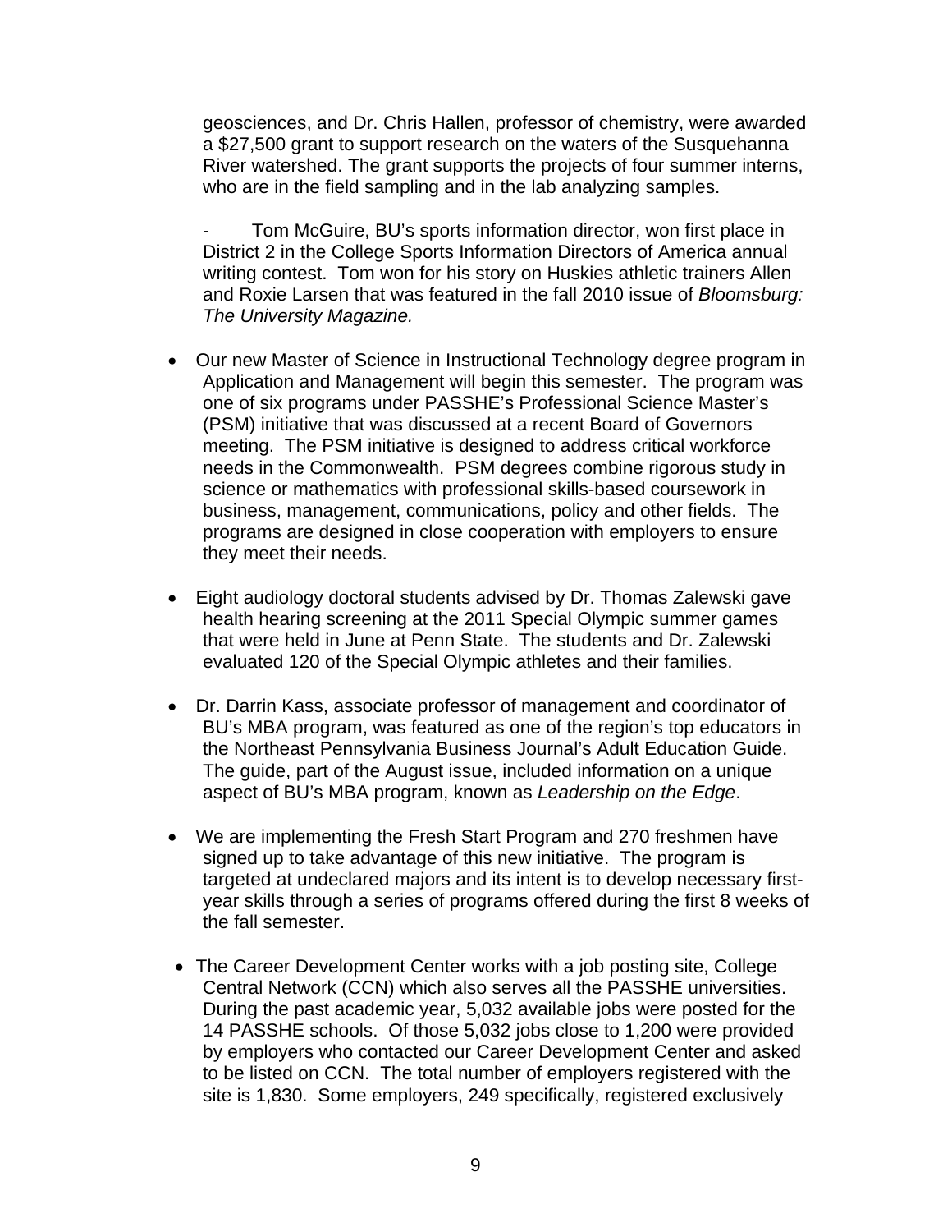geosciences, and Dr. Chris Hallen, professor of chemistry, were awarded a $27,500 grant to support research on the waters of the Susquehanna River watershed. The grant supports the projects of four summer interns, who are in the field sampling and in the lab analyzing samples.

- Tom McGuire, BU's sports information director, won first place in District 2 in the College Sports Information Directors of America annual writing contest. Tom won for his story on Huskies athletic trainers Allen and Roxie Larsen that was featured in the fall 2010 issue of *Bloomsburg: The University Magazine.*

- Our new Master of Science in Instructional Technology degree program in Application and Management will begin this semester. The program was one of six programs under PASSHE's Professional Science Master's (PSM) initiative that was discussed at a recent Board of Governors meeting. The PSM initiative is designed to address critical workforce needs in the Commonwealth. PSM degrees combine rigorous study in science or mathematics with professional skills-based coursework in business, management, communications, policy and other fields. The programs are designed in close cooperation with employers to ensure they meet their needs.

- Eight audiology doctoral students advised by Dr. Thomas Zalewski gave health hearing screening at the 2011 Special Olympic summer games that were held in June at Penn State. The students and Dr. Zalewski evaluated 120 of the Special Olympic athletes and their families.

- Dr. Darrin Kass, associate professor of management and coordinator of BU's MBA program, was featured as one of the region's top educators in the Northeast Pennsylvania Business Journal's Adult Education Guide. The guide, part of the August issue, included information on a unique aspect of BU's MBA program, known as *Leadership on the Edge*.

- We are implementing the Fresh Start Program and 270 freshmen have signed up to take advantage of this new initiative. The program is targeted at undeclared majors and its intent is to develop necessary first-year skills through a series of programs offered during the first 8 weeks of the fall semester.

- The Career Development Center works with a job posting site, College Central Network (CCN) which also serves all the PASSHE universities. During the past academic year, 5,032 available jobs were posted for the 14 PASSHE schools. Of those 5,032 jobs close to 1,200 were provided by employers who contacted our Career Development Center and asked to be listed on CCN. The total number of employers registered with the site is 1,830. Some employers, 249 specifically, registered exclusively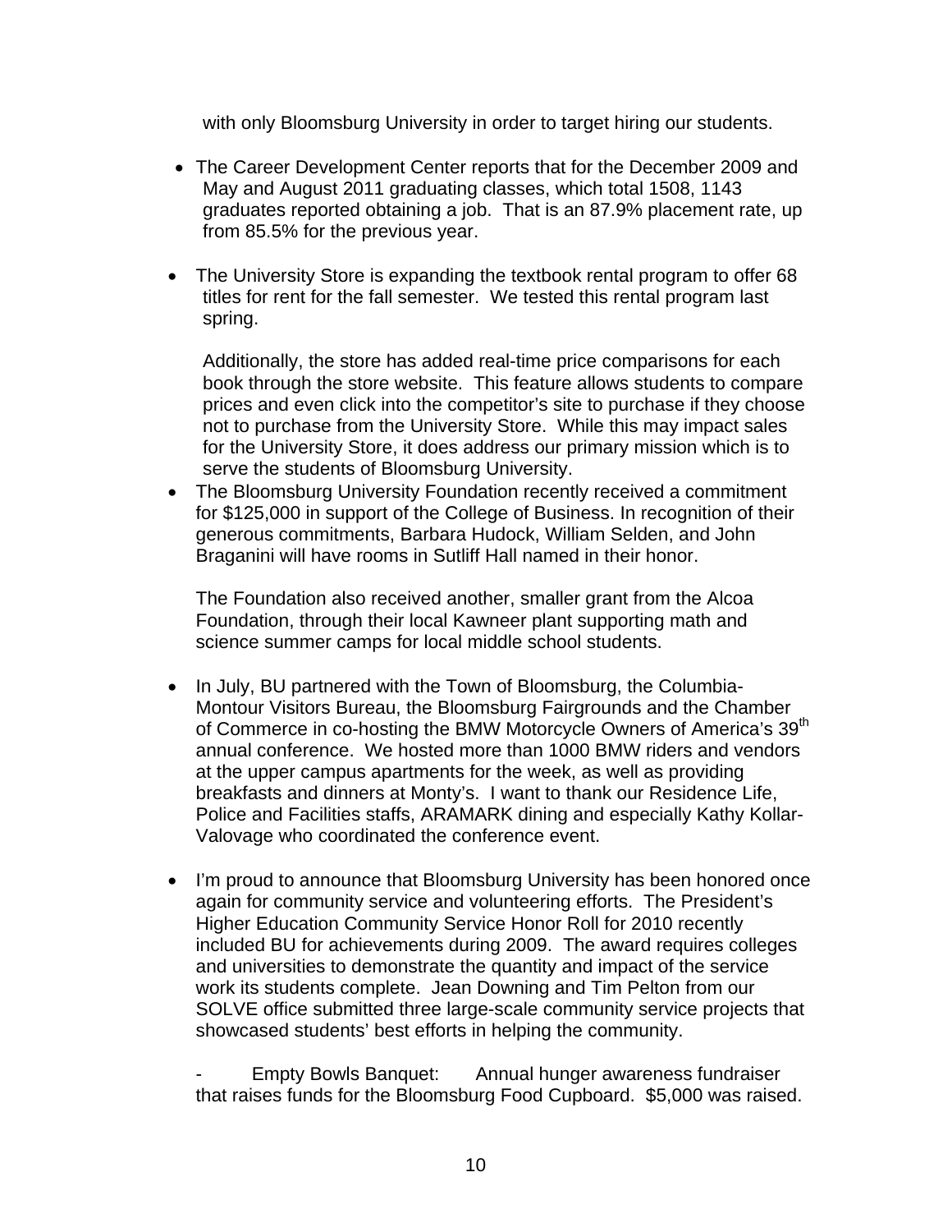with only Bloomsburg University in order to target hiring our students.

- The Career Development Center reports that for the December 2009 and May and August 2011 graduating classes, which total 1508, 1143 graduates reported obtaining a job. That is an 87.9% placement rate, up from 85.5% for the previous year.

- The University Store is expanding the textbook rental program to offer 68 titles for rent for the fall semester. We tested this rental program last spring.

  Additionally, the store has added real-time price comparisons for each book through the store website. This feature allows students to compare prices and even click into the competitor's site to purchase if they choose not to purchase from the University Store. While this may impact sales for the University Store, it does address our primary mission which is to serve the students of Bloomsburg University.

- The Bloomsburg University Foundation recently received a commitment for $125,000 in support of the College of Business. In recognition of their generous commitments, Barbara Hudock, William Selden, and John Braganini will have rooms in Sutliff Hall named in their honor.

  The Foundation also received another, smaller grant from the Alcoa Foundation, through their local Kawneer plant supporting math and science summer camps for local middle school students.

- In July, BU partnered with the Town of Bloomsburg, the Columbia-Montour Visitors Bureau, the Bloomsburg Fairgrounds and the Chamber of Commerce in co-hosting the BMW Motorcycle Owners of America's 39th annual conference. We hosted more than 1000 BMW riders and vendors at the upper campus apartments for the week, as well as providing breakfasts and dinners at Monty's. I want to thank our Residence Life, Police and Facilities staffs, ARAMARK dining and especially Kathy Kollar-Valovage who coordinated the conference event.

- I'm proud to announce that Bloomsburg University has been honored once again for community service and volunteering efforts. The President's Higher Education Community Service Honor Roll for 2010 recently included BU for achievements during 2009. The award requires colleges and universities to demonstrate the quantity and impact of the service work its students complete. Jean Downing and Tim Pelton from our SOLVE office submitted three large-scale community service projects that showcased students' best efforts in helping the community.

  - Empty Bowls Banquet: Annual hunger awareness fundraiser that raises funds for the Bloomsburg Food Cupboard. $5,000 was raised.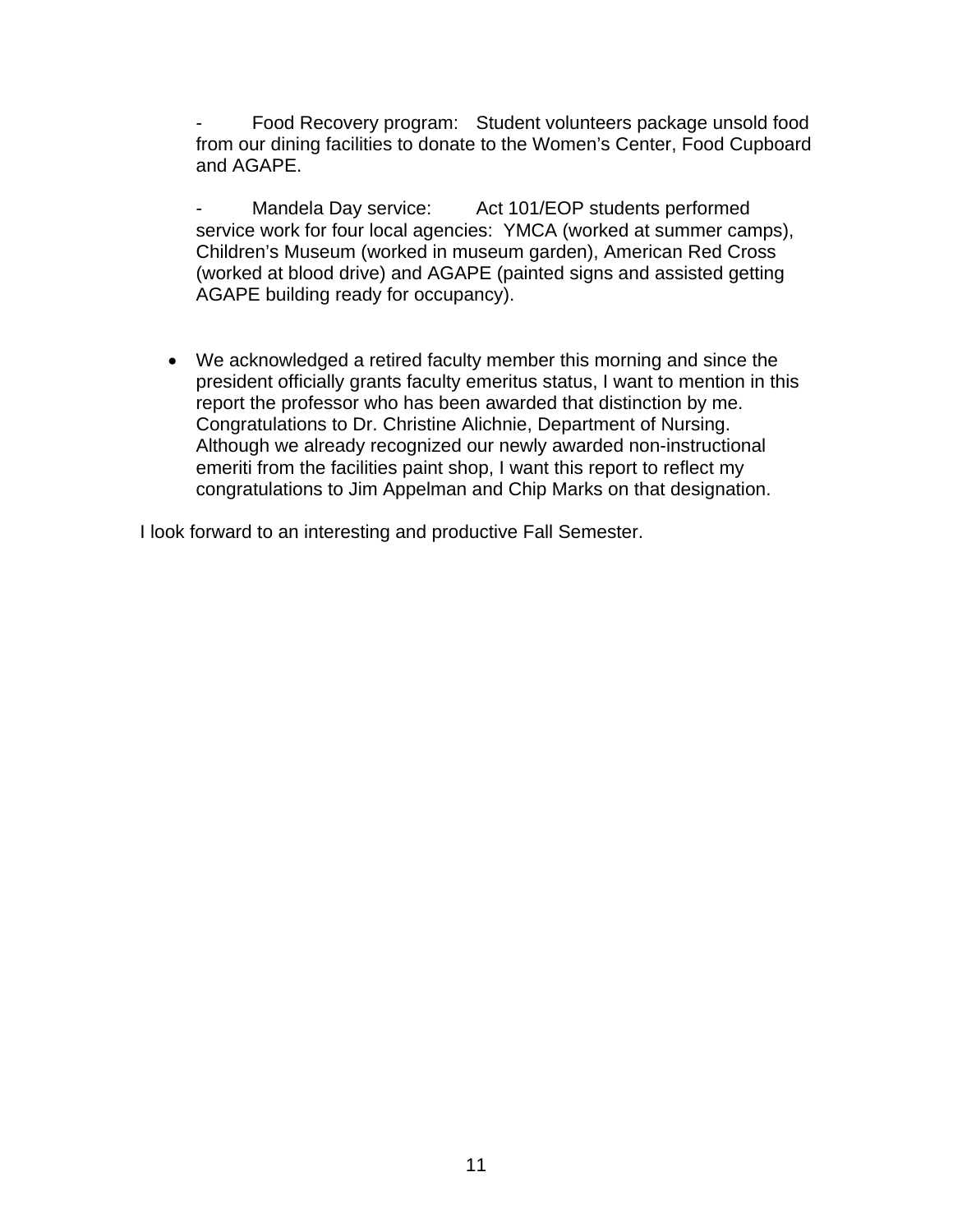- Food Recovery program: Student volunteers package unsold food from our dining facilities to donate to the Women's Center, Food Cupboard and AGAPE.

- Mandela Day service: Act 101/EOP students performed service work for four local agencies: YMCA (worked at summer camps), Children's Museum (worked in museum garden), American Red Cross (worked at blood drive) and AGAPE (painted signs and assisted getting AGAPE building ready for occupancy).

- We acknowledged a retired faculty member this morning and since the president officially grants faculty emeritus status, I want to mention in this report the professor who has been awarded that distinction by me. Congratulations to Dr. Christine Alichnie, Department of Nursing. Although we already recognized our newly awarded non-instructional emeriti from the facilities paint shop, I want this report to reflect my congratulations to Jim Appelman and Chip Marks on that designation.

I look forward to an interesting and productive Fall Semester.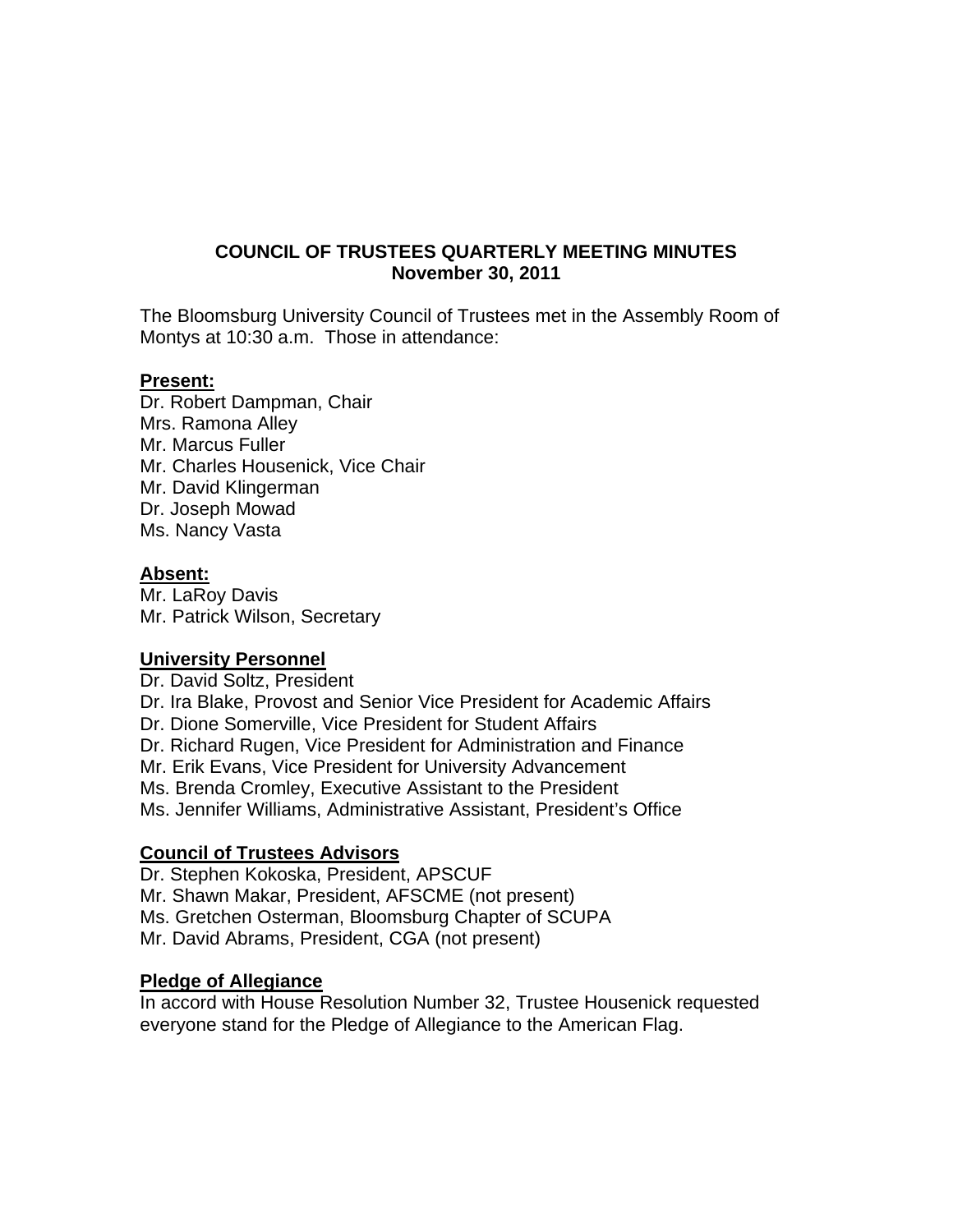**COUNCIL OF TRUSTEES QUARTERLY MEETING MINUTES**
**November 30, 2011**

The Bloomsburg University Council of Trustees met in the Assembly Room of Montys at 10:30 a.m. Those in attendance:

**Present:**
Dr. Robert Dampman, Chair
Mrs. Ramona Alley
Mr. Marcus Fuller
Mr. Charles Housenick, Vice Chair
Mr. David Klingerman
Dr. Joseph Mowad
Ms. Nancy Vasta

**Absent:**
Mr. LaRoy Davis
Mr. Patrick Wilson, Secretary

**University Personnel**
Dr. David Soltz, President
Dr. Ira Blake, Provost and Senior Vice President for Academic Affairs
Dr. Dione Somerville, Vice President for Student Affairs
Dr. Richard Rugen, Vice President for Administration and Finance
Mr. Erik Evans, Vice President for University Advancement
Ms. Brenda Cromley, Executive Assistant to the President
Ms. Jennifer Williams, Administrative Assistant, President's Office

**Council of Trustees Advisors**
Dr. Stephen Kokoska, President, APSCUF
Mr. Shawn Makar, President, AFSCME (not present)
Ms. Gretchen Osterman, Bloomsburg Chapter of SCUPA
Mr. David Abrams, President, CGA (not present)

**Pledge of Allegiance**
In accord with House Resolution Number 32, Trustee Housenick requested everyone stand for the Pledge of Allegiance to the American Flag.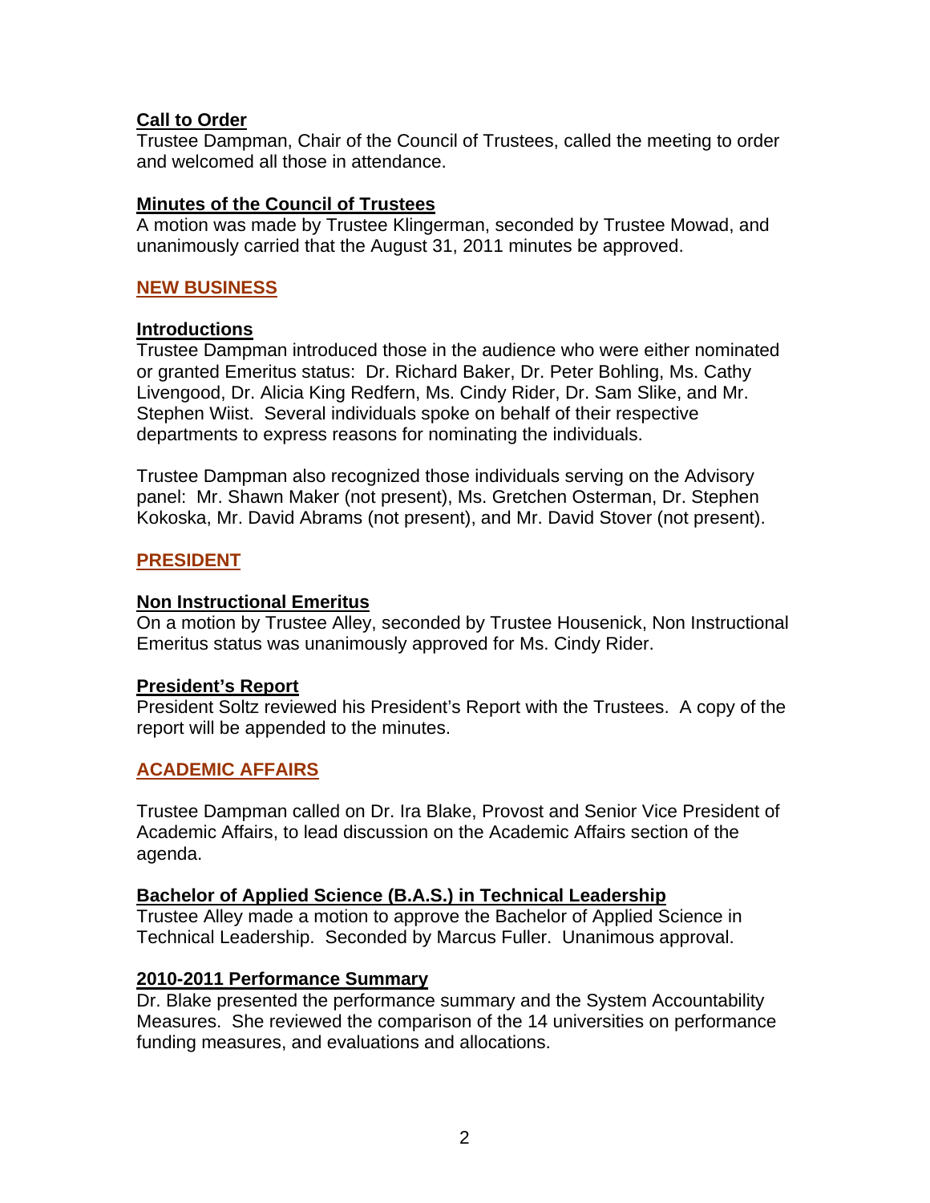**Call to Order**
Trustee Dampman, Chair of the Council of Trustees, called the meeting to order and welcomed all those in attendance.

**Minutes of the Council of Trustees**
A motion was made by Trustee Klingerman, seconded by Trustee Mowad, and unanimously carried that the August 31, 2011 minutes be approved.

## NEW BUSINESS

**Introductions**
Trustee Dampman introduced those in the audience who were either nominated or granted Emeritus status: Dr. Richard Baker, Dr. Peter Bohling, Ms. Cathy Livengood, Dr. Alicia King Redfern, Ms. Cindy Rider, Dr. Sam Slike, and Mr. Stephen Wiist. Several individuals spoke on behalf of their respective departments to express reasons for nominating the individuals.

Trustee Dampman also recognized those individuals serving on the Advisory panel: Mr. Shawn Maker (not present), Ms. Gretchen Osterman, Dr. Stephen Kokoska, Mr. David Abrams (not present), and Mr. David Stover (not present).

## PRESIDENT

**Non Instructional Emeritus**
On a motion by Trustee Alley, seconded by Trustee Housenick, Non Instructional Emeritus status was unanimously approved for Ms. Cindy Rider.

**President's Report**
President Soltz reviewed his President's Report with the Trustees. A copy of the report will be appended to the minutes.

## ACADEMIC AFFAIRS

Trustee Dampman called on Dr. Ira Blake, Provost and Senior Vice President of Academic Affairs, to lead discussion on the Academic Affairs section of the agenda.

**Bachelor of Applied Science (B.A.S.) in Technical Leadership**
Trustee Alley made a motion to approve the Bachelor of Applied Science in Technical Leadership. Seconded by Marcus Fuller. Unanimous approval.

**2010-2011 Performance Summary**
Dr. Blake presented the performance summary and the System Accountability Measures. She reviewed the comparison of the 14 universities on performance funding measures, and evaluations and allocations.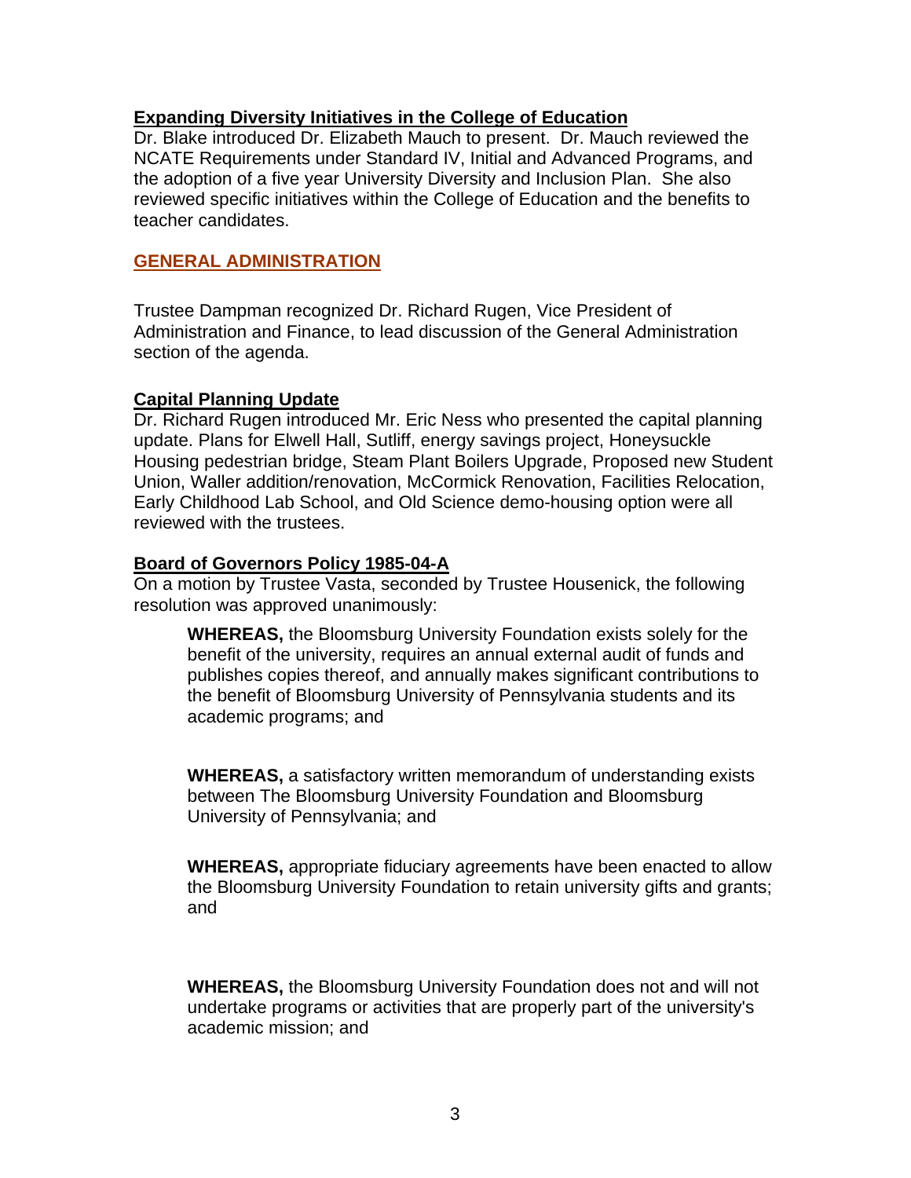### Expanding Diversity Initiatives in the College of Education

Dr. Blake introduced Dr. Elizabeth Mauch to present. Dr. Mauch reviewed the NCATE Requirements under Standard IV, Initial and Advanced Programs, and the adoption of a five year University Diversity and Inclusion Plan. She also reviewed specific initiatives within the College of Education and the benefits to teacher candidates.

## GENERAL ADMINISTRATION

Trustee Dampman recognized Dr. Richard Rugen, Vice President of Administration and Finance, to lead discussion of the General Administration section of the agenda.

### Capital Planning Update

Dr. Richard Rugen introduced Mr. Eric Ness who presented the capital planning update. Plans for Elwell Hall, Sutliff, energy savings project, Honeysuckle Housing pedestrian bridge, Steam Plant Boilers Upgrade, Proposed new Student Union, Waller addition/renovation, McCormick Renovation, Facilities Relocation, Early Childhood Lab School, and Old Science demo-housing option were all reviewed with the trustees.

### Board of Governors Policy 1985-04-A

On a motion by Trustee Vasta, seconded by Trustee Housenick, the following resolution was approved unanimously:

> **WHEREAS,** the Bloomsburg University Foundation exists solely for the benefit of the university, requires an annual external audit of funds and publishes copies thereof, and annually makes significant contributions to the benefit of Bloomsburg University of Pennsylvania students and its academic programs; and
>
> **WHEREAS,** a satisfactory written memorandum of understanding exists between The Bloomsburg University Foundation and Bloomsburg University of Pennsylvania; and
>
> **WHEREAS,** appropriate fiduciary agreements have been enacted to allow the Bloomsburg University Foundation to retain university gifts and grants; and
>
> **WHEREAS,** the Bloomsburg University Foundation does not and will not undertake programs or activities that are properly part of the university's academic mission; and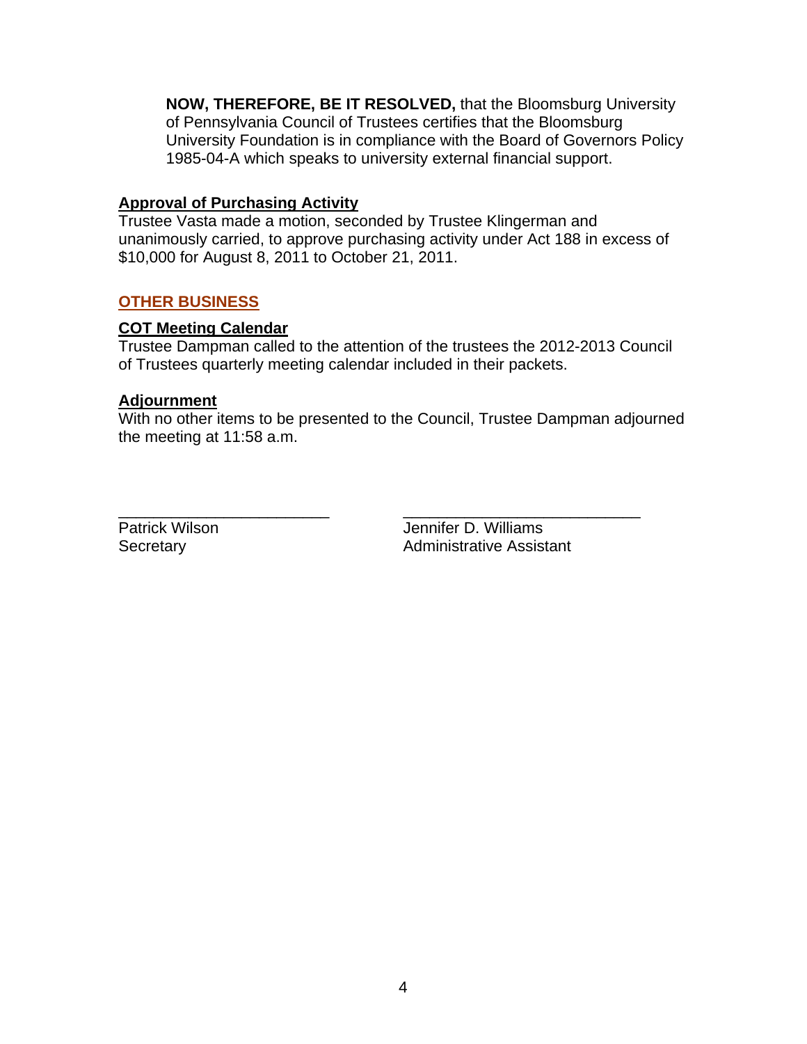**NOW, THEREFORE, BE IT RESOLVED,** that the Bloomsburg University of Pennsylvania Council of Trustees certifies that the Bloomsburg University Foundation is in compliance with the Board of Governors Policy 1985-04-A which speaks to university external financial support.

**Approval of Purchasing Activity**

Trustee Vasta made a motion, seconded by Trustee Klingerman and unanimously carried, to approve purchasing activity under Act 188 in excess of $10,000 for August 8, 2011 to October 21, 2011.

## OTHER BUSINESS

**COT Meeting Calendar**

Trustee Dampman called to the attention of the trustees the 2012-2013 Council of Trustees quarterly meeting calendar included in their packets.

**Adjournment**

With no other items to be presented to the Council, Trustee Dampman adjourned the meeting at 11:58 a.m.

\_\_\_\_\_\_\_\_\_\_\_\_\_\_\_\_\_\_\_\_\_\_\_\_\_
Patrick Wilson
Secretary

\_\_\_\_\_\_\_\_\_\_\_\_\_\_\_\_\_\_\_\_\_\_\_\_\_\_\_\_
Jennifer D. Williams
Administrative Assistant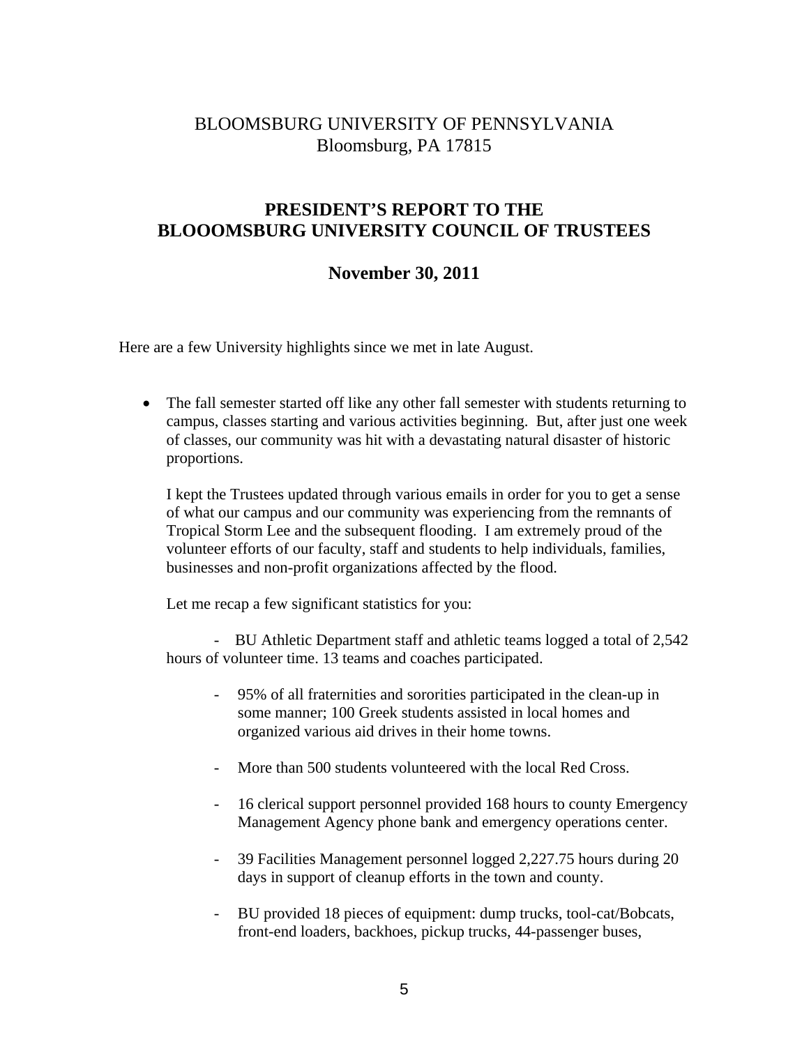BLOOMSBURG UNIVERSITY OF PENNSYLVANIA
Bloomsburg, PA 17815

# PRESIDENT'S REPORT TO THE BLOOOMSBURG UNIVERSITY COUNCIL OF TRUSTEES

## November 30, 2011

Here are a few University highlights since we met in late August.

- The fall semester started off like any other fall semester with students returning to campus, classes starting and various activities beginning. But, after just one week of classes, our community was hit with a devastating natural disaster of historic proportions.

  I kept the Trustees updated through various emails in order for you to get a sense of what our campus and our community was experiencing from the remnants of Tropical Storm Lee and the subsequent flooding. I am extremely proud of the volunteer efforts of our faculty, staff and students to help individuals, families, businesses and non-profit organizations affected by the flood.

  Let me recap a few significant statistics for you:

  - BU Athletic Department staff and athletic teams logged a total of 2,542 hours of volunteer time. 13 teams and coaches participated.

  - 95% of all fraternities and sororities participated in the clean-up in some manner; 100 Greek students assisted in local homes and organized various aid drives in their home towns.

  - More than 500 students volunteered with the local Red Cross.

  - 16 clerical support personnel provided 168 hours to county Emergency Management Agency phone bank and emergency operations center.

  - 39 Facilities Management personnel logged 2,227.75 hours during 20 days in support of cleanup efforts in the town and county.

  - BU provided 18 pieces of equipment: dump trucks, tool-cat/Bobcats, front-end loaders, backhoes, pickup trucks, 44-passenger buses,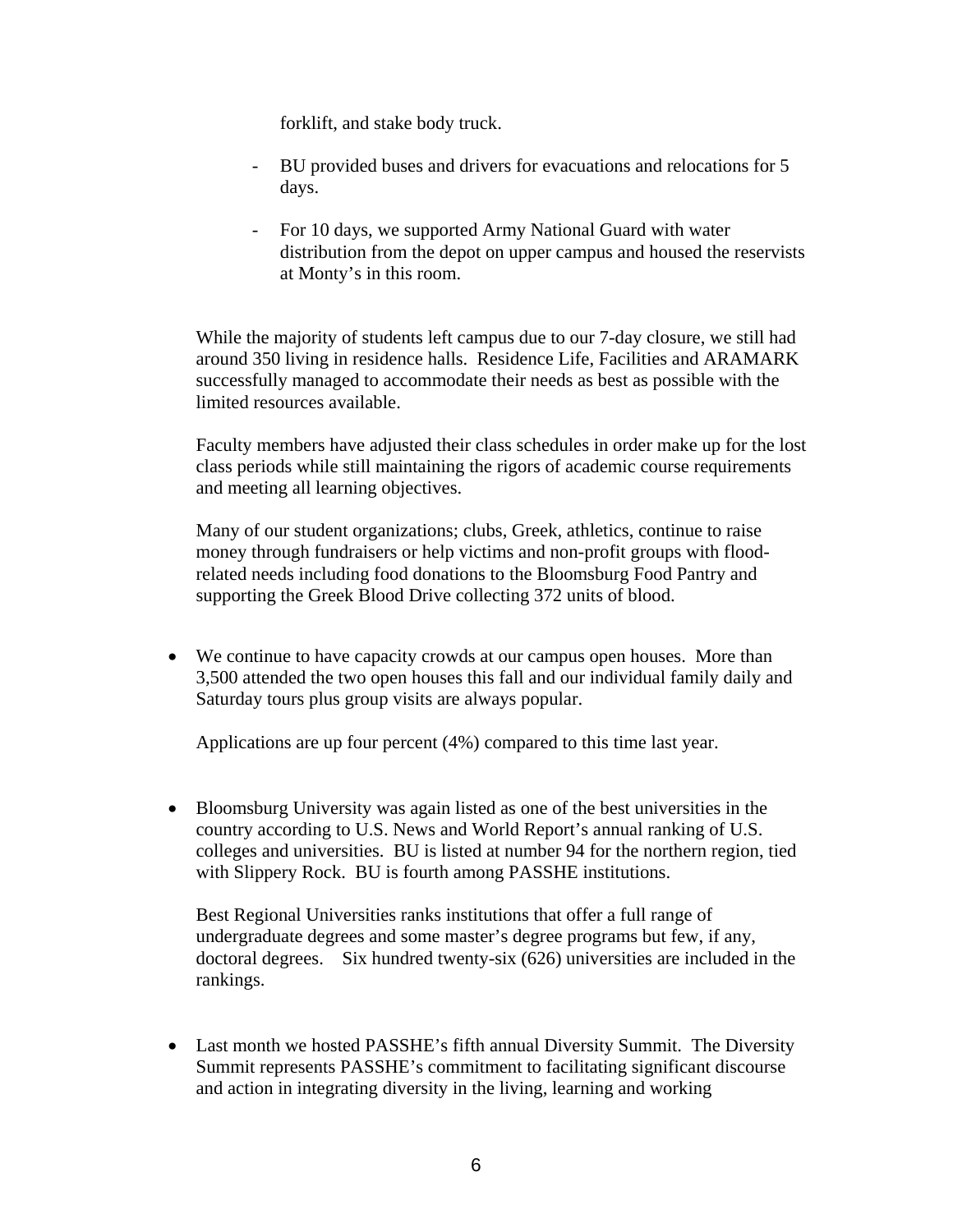forklift, and stake body truck.

- BU provided buses and drivers for evacuations and relocations for 5 days.

- For 10 days, we supported Army National Guard with water distribution from the depot on upper campus and housed the reservists at Monty's in this room.

While the majority of students left campus due to our 7-day closure, we still had around 350 living in residence halls. Residence Life, Facilities and ARAMARK successfully managed to accommodate their needs as best as possible with the limited resources available.

Faculty members have adjusted their class schedules in order make up for the lost class periods while still maintaining the rigors of academic course requirements and meeting all learning objectives.

Many of our student organizations; clubs, Greek, athletics, continue to raise money through fundraisers or help victims and non-profit groups with flood-related needs including food donations to the Bloomsburg Food Pantry and supporting the Greek Blood Drive collecting 372 units of blood.

- We continue to have capacity crowds at our campus open houses. More than 3,500 attended the two open houses this fall and our individual family daily and Saturday tours plus group visits are always popular.

  Applications are up four percent (4%) compared to this time last year.

- Bloomsburg University was again listed as one of the best universities in the country according to U.S. News and World Report's annual ranking of U.S. colleges and universities. BU is listed at number 94 for the northern region, tied with Slippery Rock. BU is fourth among PASSHE institutions.

  Best Regional Universities ranks institutions that offer a full range of undergraduate degrees and some master's degree programs but few, if any, doctoral degrees. Six hundred twenty-six (626) universities are included in the rankings.

- Last month we hosted PASSHE's fifth annual Diversity Summit. The Diversity Summit represents PASSHE's commitment to facilitating significant discourse and action in integrating diversity in the living, learning and working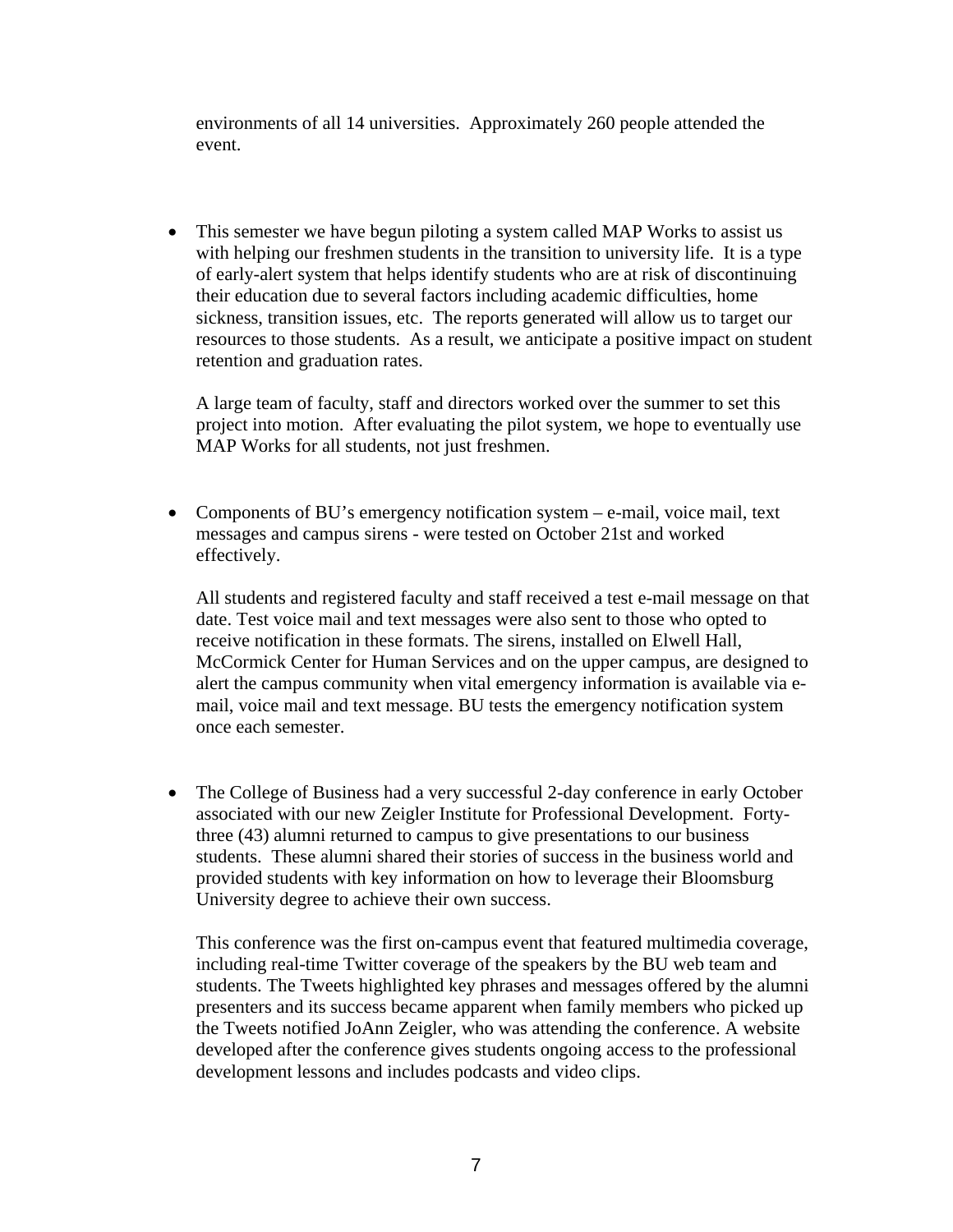environments of all 14 universities. Approximately 260 people attended the event.

- This semester we have begun piloting a system called MAP Works to assist us with helping our freshmen students in the transition to university life. It is a type of early-alert system that helps identify students who are at risk of discontinuing their education due to several factors including academic difficulties, home sickness, transition issues, etc. The reports generated will allow us to target our resources to those students. As a result, we anticipate a positive impact on student retention and graduation rates.

  A large team of faculty, staff and directors worked over the summer to set this project into motion. After evaluating the pilot system, we hope to eventually use MAP Works for all students, not just freshmen.

- Components of BU's emergency notification system – e-mail, voice mail, text messages and campus sirens - were tested on October 21st and worked effectively.

  All students and registered faculty and staff received a test e-mail message on that date. Test voice mail and text messages were also sent to those who opted to receive notification in these formats. The sirens, installed on Elwell Hall, McCormick Center for Human Services and on the upper campus, are designed to alert the campus community when vital emergency information is available via e-mail, voice mail and text message. BU tests the emergency notification system once each semester.

- The College of Business had a very successful 2-day conference in early October associated with our new Zeigler Institute for Professional Development. Forty-three (43) alumni returned to campus to give presentations to our business students. These alumni shared their stories of success in the business world and provided students with key information on how to leverage their Bloomsburg University degree to achieve their own success.

  This conference was the first on-campus event that featured multimedia coverage, including real-time Twitter coverage of the speakers by the BU web team and students. The Tweets highlighted key phrases and messages offered by the alumni presenters and its success became apparent when family members who picked up the Tweets notified JoAnn Zeigler, who was attending the conference. A website developed after the conference gives students ongoing access to the professional development lessons and includes podcasts and video clips.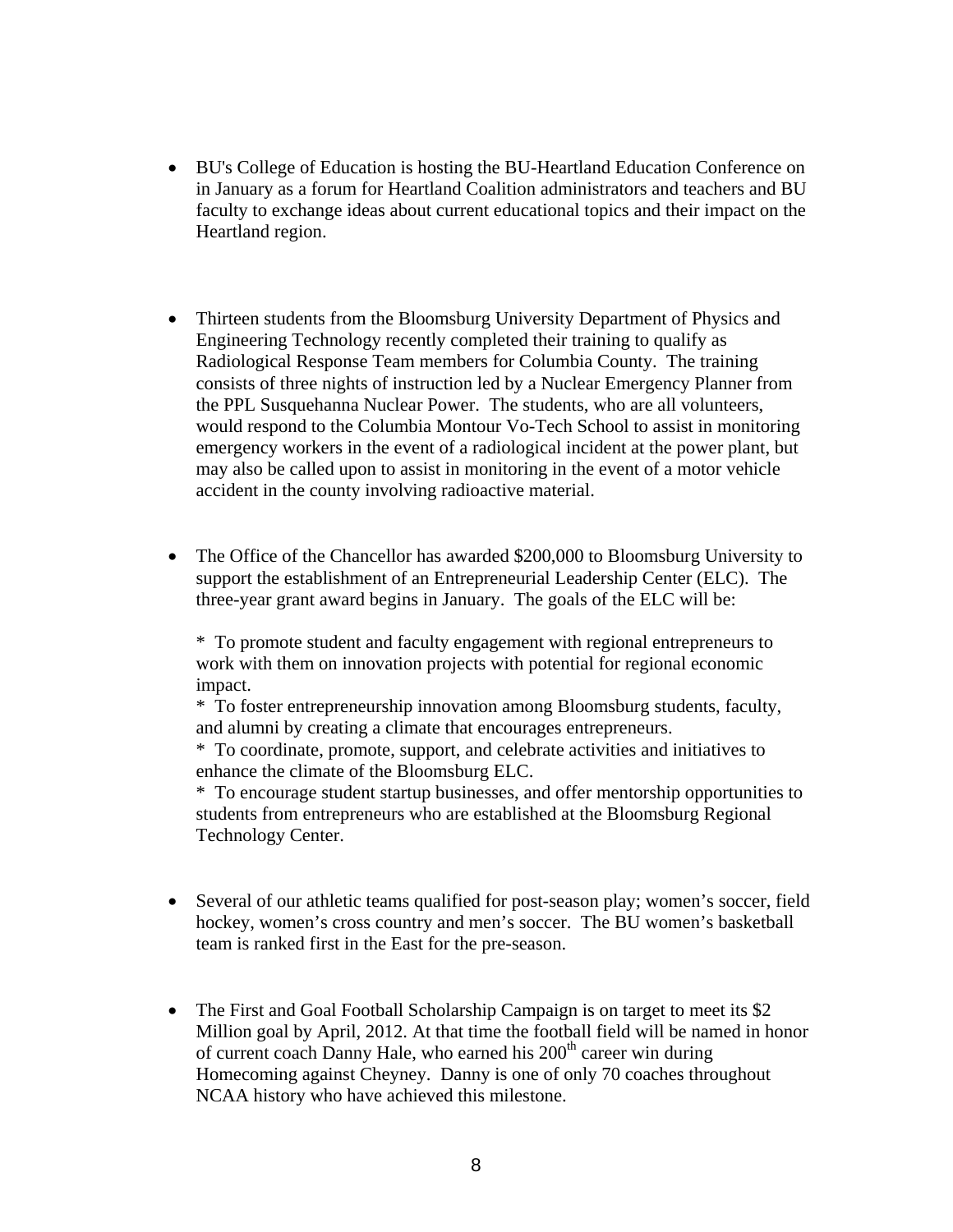- BU's College of Education is hosting the BU-Heartland Education Conference on in January as a forum for Heartland Coalition administrators and teachers and BU faculty to exchange ideas about current educational topics and their impact on the Heartland region.

- Thirteen students from the Bloomsburg University Department of Physics and Engineering Technology recently completed their training to qualify as Radiological Response Team members for Columbia County. The training consists of three nights of instruction led by a Nuclear Emergency Planner from the PPL Susquehanna Nuclear Power. The students, who are all volunteers, would respond to the Columbia Montour Vo-Tech School to assist in monitoring emergency workers in the event of a radiological incident at the power plant, but may also be called upon to assist in monitoring in the event of a motor vehicle accident in the county involving radioactive material.

- The Office of the Chancellor has awarded $200,000 to Bloomsburg University to support the establishment of an Entrepreneurial Leadership Center (ELC). The three-year grant award begins in January. The goals of the ELC will be:

  * To promote student and faculty engagement with regional entrepreneurs to work with them on innovation projects with potential for regional economic impact.
  * To foster entrepreneurship innovation among Bloomsburg students, faculty, and alumni by creating a climate that encourages entrepreneurs.
  * To coordinate, promote, support, and celebrate activities and initiatives to enhance the climate of the Bloomsburg ELC.
  * To encourage student startup businesses, and offer mentorship opportunities to students from entrepreneurs who are established at the Bloomsburg Regional Technology Center.

- Several of our athletic teams qualified for post-season play; women's soccer, field hockey, women's cross country and men's soccer. The BU women's basketball team is ranked first in the East for the pre-season.

- The First and Goal Football Scholarship Campaign is on target to meet its $2 Million goal by April, 2012. At that time the football field will be named in honor of current coach Danny Hale, who earned his 200th career win during Homecoming against Cheyney. Danny is one of only 70 coaches throughout NCAA history who have achieved this milestone.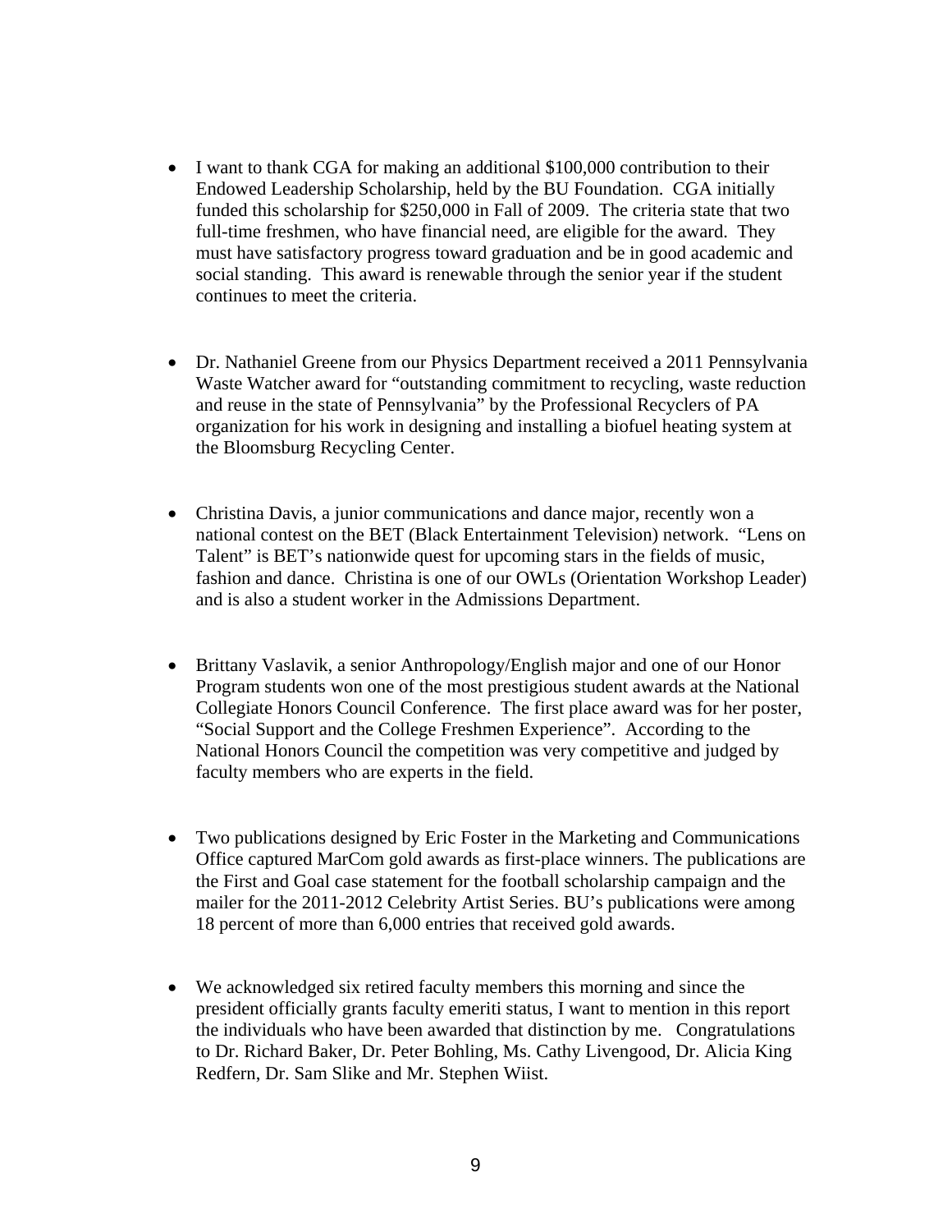- I want to thank CGA for making an additional $100,000 contribution to their Endowed Leadership Scholarship, held by the BU Foundation. CGA initially funded this scholarship for $250,000 in Fall of 2009. The criteria state that two full-time freshmen, who have financial need, are eligible for the award. They must have satisfactory progress toward graduation and be in good academic and social standing. This award is renewable through the senior year if the student continues to meet the criteria.

- Dr. Nathaniel Greene from our Physics Department received a 2011 Pennsylvania Waste Watcher award for "outstanding commitment to recycling, waste reduction and reuse in the state of Pennsylvania" by the Professional Recyclers of PA organization for his work in designing and installing a biofuel heating system at the Bloomsburg Recycling Center.

- Christina Davis, a junior communications and dance major, recently won a national contest on the BET (Black Entertainment Television) network. "Lens on Talent" is BET's nationwide quest for upcoming stars in the fields of music, fashion and dance. Christina is one of our OWLs (Orientation Workshop Leader) and is also a student worker in the Admissions Department.

- Brittany Vaslavik, a senior Anthropology/English major and one of our Honor Program students won one of the most prestigious student awards at the National Collegiate Honors Council Conference. The first place award was for her poster, "Social Support and the College Freshmen Experience". According to the National Honors Council the competition was very competitive and judged by faculty members who are experts in the field.

- Two publications designed by Eric Foster in the Marketing and Communications Office captured MarCom gold awards as first-place winners. The publications are the First and Goal case statement for the football scholarship campaign and the mailer for the 2011-2012 Celebrity Artist Series. BU's publications were among 18 percent of more than 6,000 entries that received gold awards.

- We acknowledged six retired faculty members this morning and since the president officially grants faculty emeriti status, I want to mention in this report the individuals who have been awarded that distinction by me. Congratulations to Dr. Richard Baker, Dr. Peter Bohling, Ms. Cathy Livengood, Dr. Alicia King Redfern, Dr. Sam Slike and Mr. Stephen Wiist.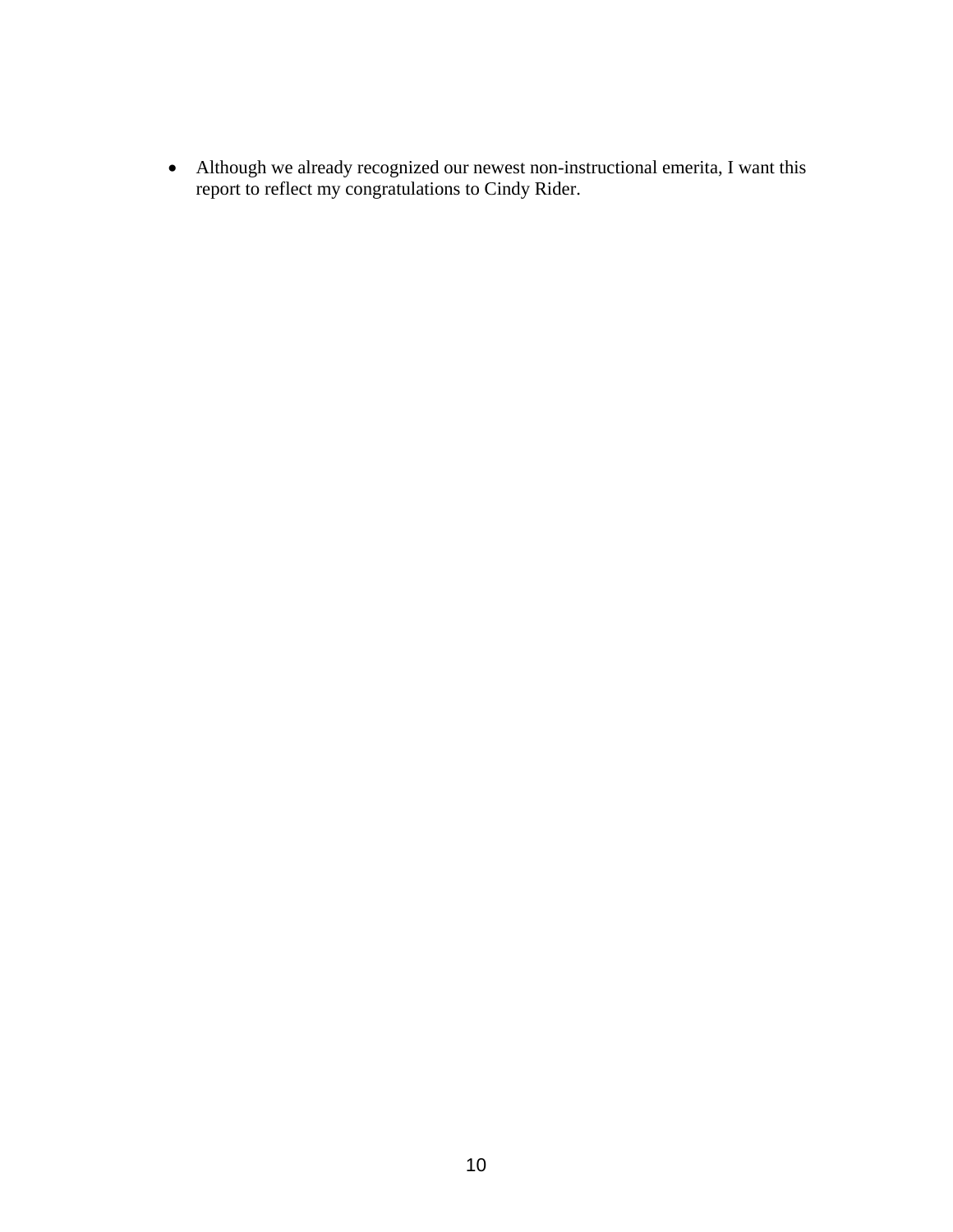- Although we already recognized our newest non-instructional emerita, I want this report to reflect my congratulations to Cindy Rider.